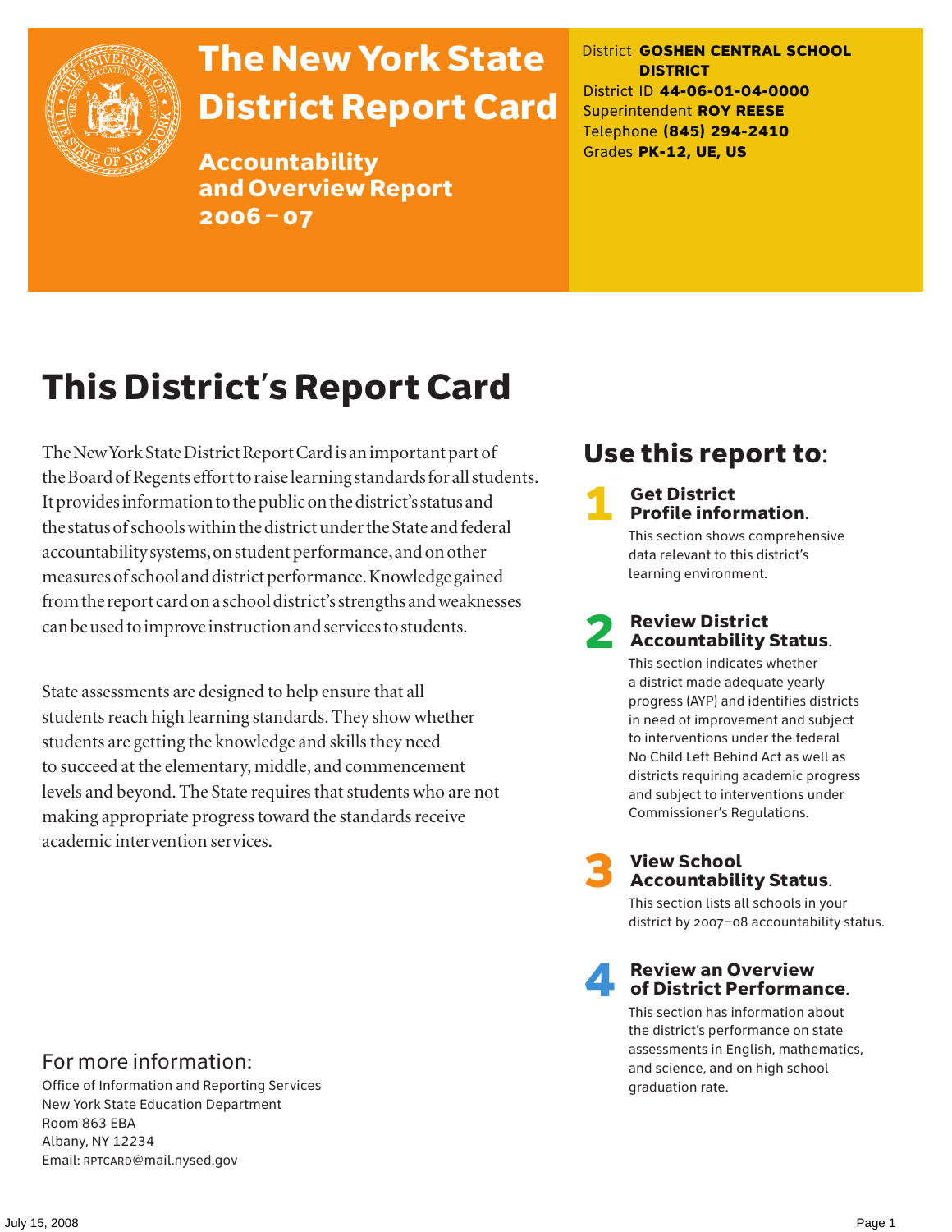# The New York State District Report Card

## Accountability and Overview Report 2006–07

District **GOSHEN CENTRAL SCHOOL DISTRICT**
District ID **44-06-01-04-0000**
Superintendent **ROY REESE**
Telephone **(845) 294-2410**
Grades **PK-12, UE, US**

# This District's Report Card

The New York State District Report Card is an important part of the Board of Regents effort to raise learning standards for all students. It provides information to the public on the district's status and the status of schools within the district under the State and federal accountability systems, on student performance, and on other measures of school and district performance. Knowledge gained from the report card on a school district's strengths and weaknesses can be used to improve instruction and services to students.

State assessments are designed to help ensure that all students reach high learning standards. They show whether students are getting the knowledge and skills they need to succeed at the elementary, middle, and commencement levels and beyond. The State requires that students who are not making appropriate progress toward the standards receive academic intervention services.

## Use this report to:

**1 Get District Profile information.**
This section shows comprehensive data relevant to this district's learning environment.

**2 Review District Accountability Status.**
This section indicates whether a district made adequate yearly progress (AYP) and identifies districts in need of improvement and subject to interventions under the federal No Child Left Behind Act as well as districts requiring academic progress and subject to interventions under Commissioner's Regulations.

**3 View School Accountability Status.**
This section lists all schools in your district by 2007–08 accountability status.

**4 Review an Overview of District Performance.**
This section has information about the district's performance on state assessments in English, mathematics, and science, and on high school graduation rate.

## For more information:

Office of Information and Reporting Services
New York State Education Department
Room 863 EBA
Albany, NY 12234
Email: RPTCARD@mail.nysed.gov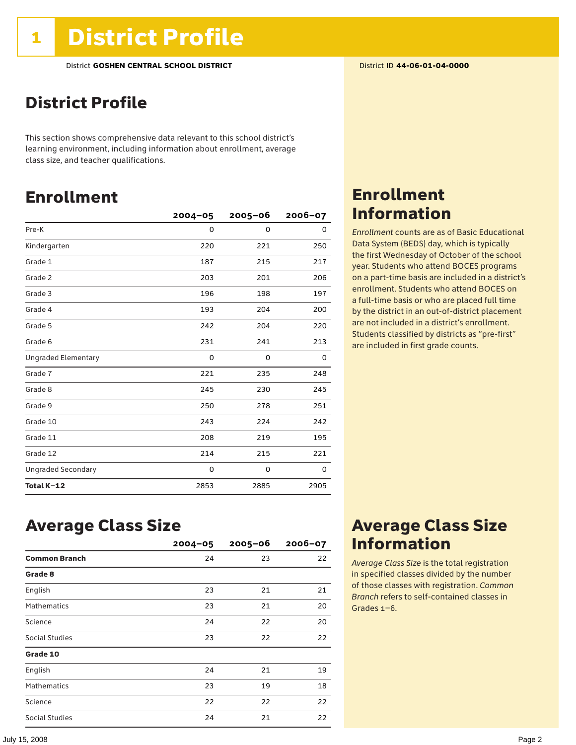# 1 District Profile

District **GOSHEN CENTRAL SCHOOL DISTRICT**

District ID **44-06-01-04-0000**

## District Profile

This section shows comprehensive data relevant to this school district's learning environment, including information about enrollment, average class size, and teacher qualifications.

## Enrollment

| | 2004–05 | 2005–06 | 2006–07 |
|---|---|---|---|
| Pre-K | 0 | 0 | 0 |
| Kindergarten | 220 | 221 | 250 |
| Grade 1 | 187 | 215 | 217 |
| Grade 2 | 203 | 201 | 206 |
| Grade 3 | 196 | 198 | 197 |
| Grade 4 | 193 | 204 | 200 |
| Grade 5 | 242 | 204 | 220 |
| Grade 6 | 231 | 241 | 213 |
| Ungraded Elementary | 0 | 0 | 0 |
| Grade 7 | 221 | 235 | 248 |
| Grade 8 | 245 | 230 | 245 |
| Grade 9 | 250 | 278 | 251 |
| Grade 10 | 243 | 224 | 242 |
| Grade 11 | 208 | 219 | 195 |
| Grade 12 | 214 | 215 | 221 |
| Ungraded Secondary | 0 | 0 | 0 |
| **Total K–12** | 2853 | 2885 | 2905 |

## Enrollment Information

*Enrollment* counts are as of Basic Educational Data System (BEDS) day, which is typically the first Wednesday of October of the school year. Students who attend BOCES programs on a part-time basis are included in a district's enrollment. Students who attend BOCES on a full-time basis or who are placed full time by the district in an out-of-district placement are not included in a district's enrollment. Students classified by districts as "pre-first" are included in first grade counts.

## Average Class Size

| | 2004–05 | 2005–06 | 2006–07 |
|---|---|---|---|
| **Common Branch** | 24 | 23 | 22 |
| **Grade 8** | | | |
| English | 23 | 21 | 21 |
| Mathematics | 23 | 21 | 20 |
| Science | 24 | 22 | 20 |
| Social Studies | 23 | 22 | 22 |
| **Grade 10** | | | |
| English | 24 | 21 | 19 |
| Mathematics | 23 | 19 | 18 |
| Science | 22 | 22 | 22 |
| Social Studies | 24 | 21 | 22 |

## Average Class Size Information

*Average Class Size* is the total registration in specified classes divided by the number of those classes with registration. *Common Branch* refers to self-contained classes in Grades 1–6.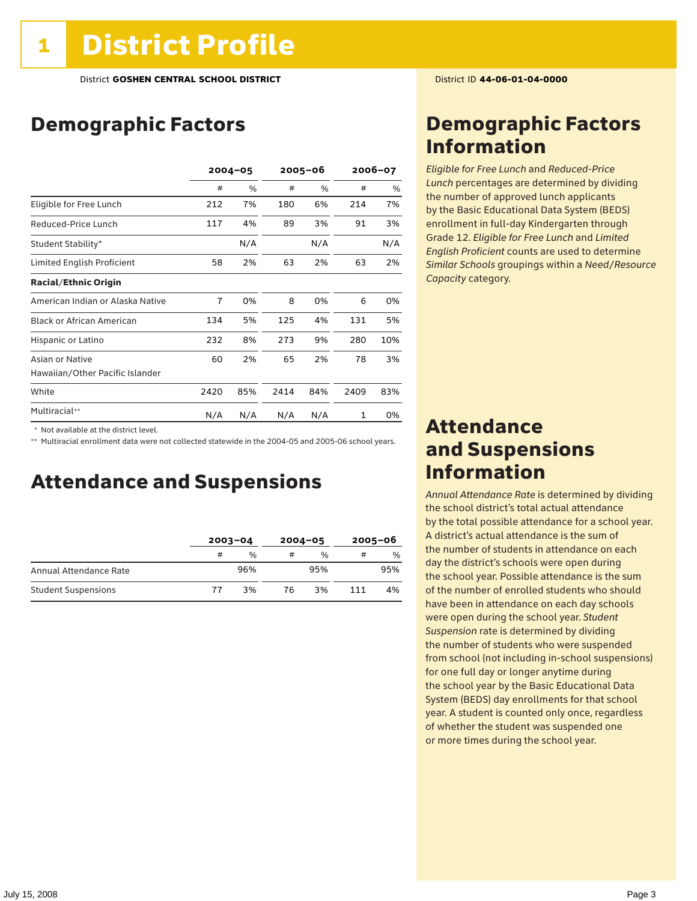# 1 District Profile

District **GOSHEN CENTRAL SCHOOL DISTRICT**

District ID **44-06-01-04-0000**

## Demographic Factors

| | 2004–05 | | 2005–06 | | 2006–07 | |
|---|---|---|---|---|---|---|
| | # | % | # | % | # | % |
| Eligible for Free Lunch | 212 | 7% | 180 | 6% | 214 | 7% |
| Reduced-Price Lunch | 117 | 4% | 89 | 3% | 91 | 3% |
| Student Stability* | | N/A | | N/A | | N/A |
| Limited English Proficient | 58 | 2% | 63 | 2% | 63 | 2% |
| **Racial/Ethnic Origin** | | | | | | |
| American Indian or Alaska Native | 7 | 0% | 8 | 0% | 6 | 0% |
| Black or African American | 134 | 5% | 125 | 4% | 131 | 5% |
| Hispanic or Latino | 232 | 8% | 273 | 9% | 280 | 10% |
| Asian or Native Hawaiian/Other Pacific Islander | 60 | 2% | 65 | 2% | 78 | 3% |
| White | 2420 | 85% | 2414 | 84% | 2409 | 83% |
| Multiracial** | N/A | N/A | N/A | N/A | 1 | 0% |

\* Not available at the district level.

\*\* Multiracial enrollment data were not collected statewide in the 2004-05 and 2005-06 school years.

## Attendance and Suspensions

| | 2003–04 | | 2004–05 | | 2005–06 | |
|---|---|---|---|---|---|---|
| | # | % | # | % | # | % |
| Annual Attendance Rate | | 96% | | 95% | | 95% |
| Student Suspensions | 77 | 3% | 76 | 3% | 111 | 4% |

## Demographic Factors Information

*Eligible for Free Lunch* and *Reduced-Price Lunch* percentages are determined by dividing the number of approved lunch applicants by the Basic Educational Data System (BEDS) enrollment in full-day Kindergarten through Grade 12. *Eligible for Free Lunch* and *Limited English Proficient* counts are used to determine *Similar Schools* groupings within a *Need/Resource Capacity* category.

## Attendance and Suspensions Information

*Annual Attendance Rate* is determined by dividing the school district's total actual attendance by the total possible attendance for a school year. A district's actual attendance is the sum of the number of students in attendance on each day the district's schools were open during the school year. Possible attendance is the sum of the number of enrolled students who should have been in attendance on each day schools were open during the school year. *Student Suspension* rate is determined by dividing the number of students who were suspended from school (not including in-school suspensions) for one full day or longer anytime during the school year by the Basic Educational Data System (BEDS) day enrollments for that school year. A student is counted only once, regardless of whether the student was suspended one or more times during the school year.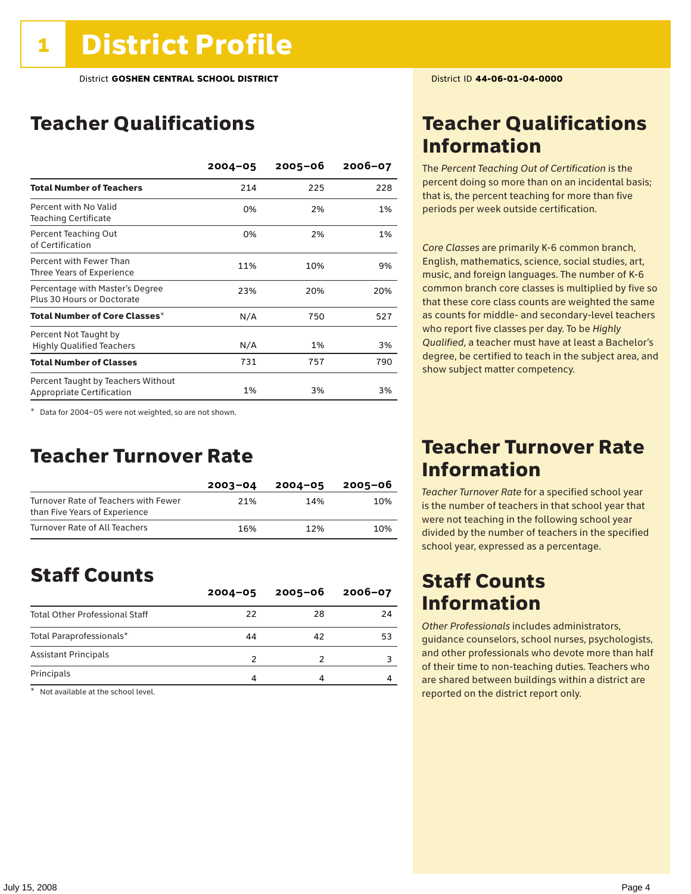# 1 District Profile

District **GOSHEN CENTRAL SCHOOL DISTRICT**

District ID **44-06-01-04-0000**

## Teacher Qualifications

| | 2004–05 | 2005–06 | 2006–07 |
|---|---|---|---|
| **Total Number of Teachers** | 214 | 225 | 228 |
| Percent with No Valid Teaching Certificate | 0% | 2% | 1% |
| Percent Teaching Out of Certification | 0% | 2% | 1% |
| Percent with Fewer Than Three Years of Experience | 11% | 10% | 9% |
| Percentage with Master's Degree Plus 30 Hours or Doctorate | 23% | 20% | 20% |
| **Total Number of Core Classes***| N/A | 750 | 527 |
| Percent Not Taught by Highly Qualified Teachers | N/A | 1% | 3% |
| **Total Number of Classes** | 731 | 757 | 790 |
| Percent Taught by Teachers Without Appropriate Certification | 1% | 3% | 3% |

* Data for 2004–05 were not weighted, so are not shown.

## Teacher Qualifications Information

The *Percent Teaching Out of Certification* is the percent doing so more than on an incidental basis; that is, the percent teaching for more than five periods per week outside certification.

*Core Classes* are primarily K-6 common branch, English, mathematics, science, social studies, art, music, and foreign languages. The number of K-6 common branch core classes is multiplied by five so that these core class counts are weighted the same as counts for middle- and secondary-level teachers who report five classes per day. To be *Highly Qualified*, a teacher must have at least a Bachelor's degree, be certified to teach in the subject area, and show subject matter competency.

## Teacher Turnover Rate

| | 2003–04 | 2004–05 | 2005–06 |
|---|---|---|---|
| Turnover Rate of Teachers with Fewer than Five Years of Experience | 21% | 14% | 10% |
| Turnover Rate of All Teachers | 16% | 12% | 10% |

## Teacher Turnover Rate Information

*Teacher Turnover Rate* for a specified school year is the number of teachers in that school year that were not teaching in the following school year divided by the number of teachers in the specified school year, expressed as a percentage.

## Staff Counts

| | 2004–05 | 2005–06 | 2006–07 |
|---|---|---|---|
| Total Other Professional Staff | 22 | 28 | 24 |
| Total Paraprofessionals* | 44 | 42 | 53 |
| Assistant Principals | 2 | 2 | 3 |
| Principals | 4 | 4 | 4 |

* Not available at the school level.

## Staff Counts Information

*Other Professionals* includes administrators, guidance counselors, school nurses, psychologists, and other professionals who devote more than half of their time to non-teaching duties. Teachers who are shared between buildings within a district are reported on the district report only.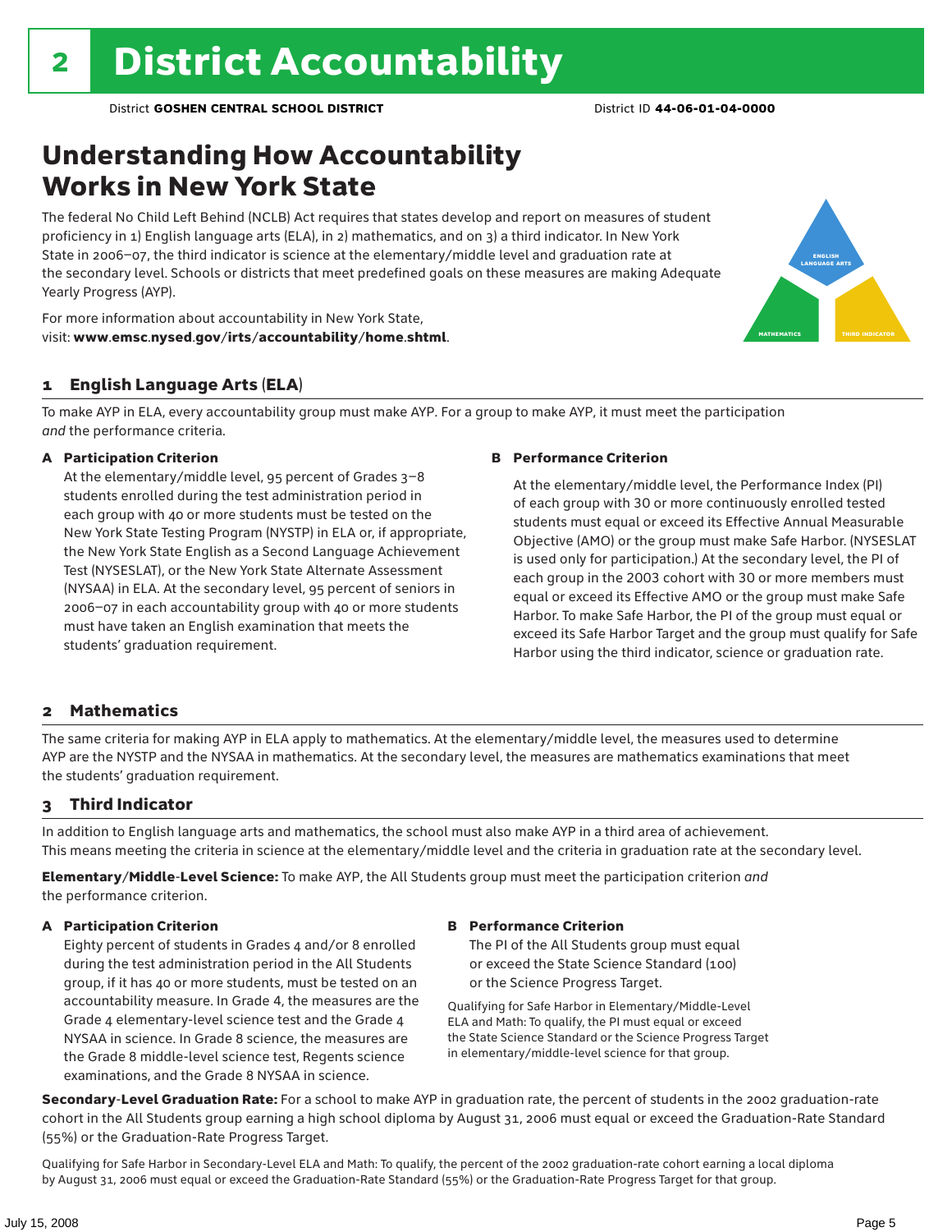# 2 District Accountability

District **GOSHEN CENTRAL SCHOOL DISTRICT** District ID **44-06-01-04-0000**

## Understanding How Accountability Works in New York State

The federal No Child Left Behind (NCLB) Act requires that states develop and report on measures of student proficiency in 1) English language arts (ELA), in 2) mathematics, and on 3) a third indicator. In New York State in 2006–07, the third indicator is science at the elementary/middle level and graduation rate at the secondary level. Schools or districts that meet predefined goals on these measures are making Adequate Yearly Progress (AYP).

For more information about accountability in New York State, visit: **www.emsc.nysed.gov/irts/accountability/home.shtml**.

ENGLISH LANGUAGE ARTS

MATHEMATICS

THIRD INDICATOR

### 1 English Language Arts (ELA)

To make AYP in ELA, every accountability group must make AYP. For a group to make AYP, it must meet the participation *and* the performance criteria.

**A Participation Criterion**

At the elementary/middle level, 95 percent of Grades 3–8 students enrolled during the test administration period in each group with 40 or more students must be tested on the New York State Testing Program (NYSTP) in ELA or, if appropriate, the New York State English as a Second Language Achievement Test (NYSESLAT), or the New York State Alternate Assessment (NYSAA) in ELA. At the secondary level, 95 percent of seniors in 2006–07 in each accountability group with 40 or more students must have taken an English examination that meets the students' graduation requirement.

**B Performance Criterion**

At the elementary/middle level, the Performance Index (PI) of each group with 30 or more continuously enrolled tested students must equal or exceed its Effective Annual Measurable Objective (AMO) or the group must make Safe Harbor. (NYSESLAT is used only for participation.) At the secondary level, the PI of each group in the 2003 cohort with 30 or more members must equal or exceed its Effective AMO or the group must make Safe Harbor. To make Safe Harbor, the PI of the group must equal or exceed its Safe Harbor Target and the group must qualify for Safe Harbor using the third indicator, science or graduation rate.

### 2 Mathematics

The same criteria for making AYP in ELA apply to mathematics. At the elementary/middle level, the measures used to determine AYP are the NYSTP and the NYSAA in mathematics. At the secondary level, the measures are mathematics examinations that meet the students' graduation requirement.

### 3 Third Indicator

In addition to English language arts and mathematics, the school must also make AYP in a third area of achievement. This means meeting the criteria in science at the elementary/middle level and the criteria in graduation rate at the secondary level.

**Elementary/Middle-Level Science:** To make AYP, the All Students group must meet the participation criterion *and* the performance criterion.

**A Participation Criterion**

Eighty percent of students in Grades 4 and/or 8 enrolled during the test administration period in the All Students group, if it has 40 or more students, must be tested on an accountability measure. In Grade 4, the measures are the Grade 4 elementary-level science test and the Grade 4 NYSAA in science. In Grade 8 science, the measures are the Grade 8 middle-level science test, Regents science examinations, and the Grade 8 NYSAA in science.

**B Performance Criterion**

The PI of the All Students group must equal or exceed the State Science Standard (100) or the Science Progress Target.

Qualifying for Safe Harbor in Elementary/Middle-Level ELA and Math: To qualify, the PI must equal or exceed the State Science Standard or the Science Progress Target in elementary/middle-level science for that group.

**Secondary-Level Graduation Rate:** For a school to make AYP in graduation rate, the percent of students in the 2002 graduation-rate cohort in the All Students group earning a high school diploma by August 31, 2006 must equal or exceed the Graduation-Rate Standard (55%) or the Graduation-Rate Progress Target.

Qualifying for Safe Harbor in Secondary-Level ELA and Math: To qualify, the percent of the 2002 graduation-rate cohort earning a local diploma by August 31, 2006 must equal or exceed the Graduation-Rate Standard (55%) or the Graduation-Rate Progress Target for that group.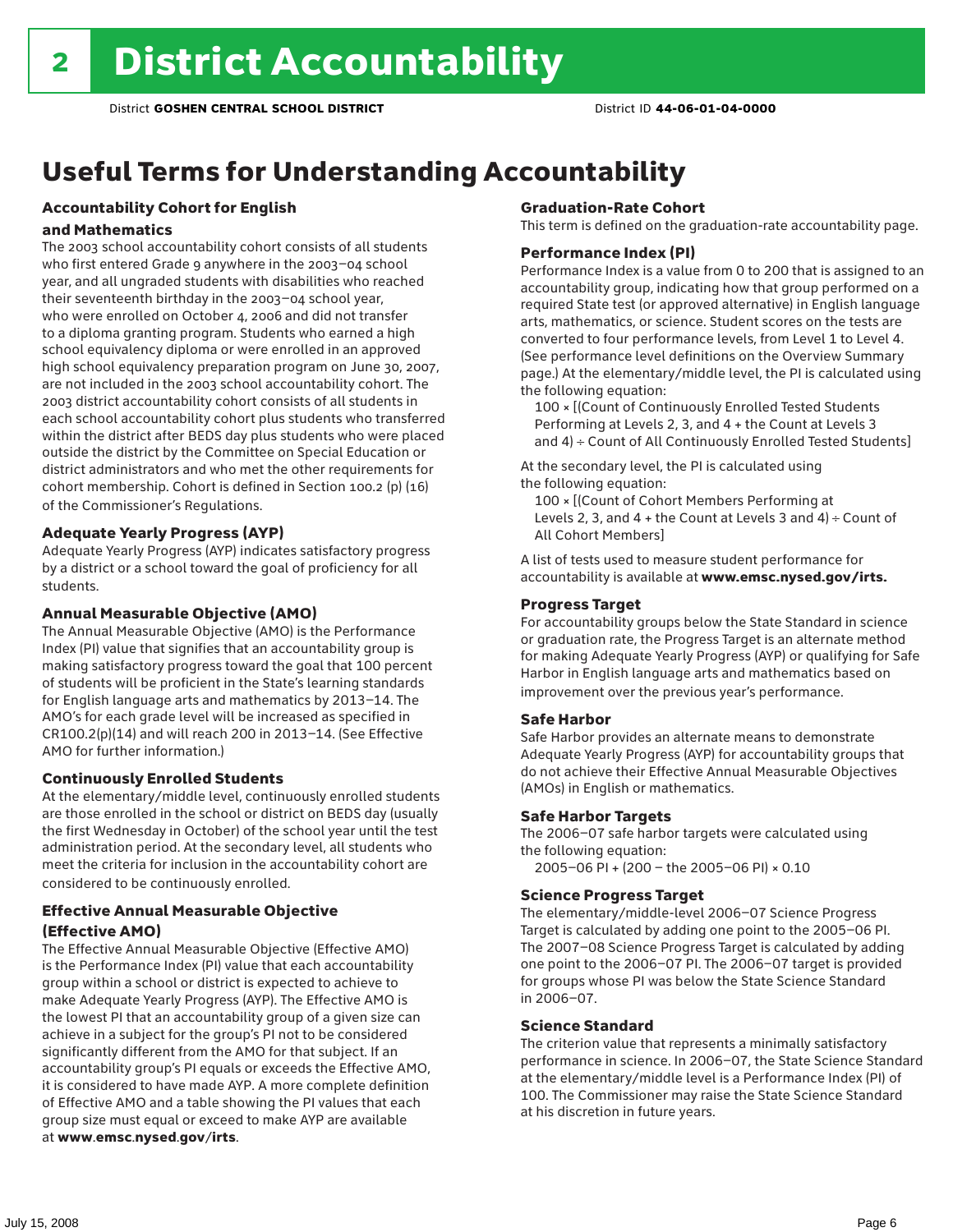# 2 District Accountability

District **GOSHEN CENTRAL SCHOOL DISTRICT** District ID **44-06-01-04-0000**

## Useful Terms for Understanding Accountability

### Accountability Cohort for English and Mathematics

The 2003 school accountability cohort consists of all students who first entered Grade 9 anywhere in the 2003–04 school year, and all ungraded students with disabilities who reached their seventeenth birthday in the 2003–04 school year, who were enrolled on October 4, 2006 and did not transfer to a diploma granting program. Students who earned a high school equivalency diploma or were enrolled in an approved high school equivalency preparation program on June 30, 2007, are not included in the 2003 school accountability cohort. The 2003 district accountability cohort consists of all students in each school accountability cohort plus students who transferred within the district after BEDS day plus students who were placed outside the district by the Committee on Special Education or district administrators and who met the other requirements for cohort membership. Cohort is defined in Section 100.2 (p) (16) of the Commissioner's Regulations.

### Adequate Yearly Progress (AYP)

Adequate Yearly Progress (AYP) indicates satisfactory progress by a district or a school toward the goal of proficiency for all students.

### Annual Measurable Objective (AMO)

The Annual Measurable Objective (AMO) is the Performance Index (PI) value that signifies that an accountability group is making satisfactory progress toward the goal that 100 percent of students will be proficient in the State's learning standards for English language arts and mathematics by 2013–14. The AMO's for each grade level will be increased as specified in CR100.2(p)(14) and will reach 200 in 2013–14. (See Effective AMO for further information.)

### Continuously Enrolled Students

At the elementary/middle level, continuously enrolled students are those enrolled in the school or district on BEDS day (usually the first Wednesday in October) of the school year until the test administration period. At the secondary level, all students who meet the criteria for inclusion in the accountability cohort are considered to be continuously enrolled.

### Effective Annual Measurable Objective (Effective AMO)

The Effective Annual Measurable Objective (Effective AMO) is the Performance Index (PI) value that each accountability group within a school or district is expected to achieve to make Adequate Yearly Progress (AYP). The Effective AMO is the lowest PI that an accountability group of a given size can achieve in a subject for the group's PI not to be considered significantly different from the AMO for that subject. If an accountability group's PI equals or exceeds the Effective AMO, it is considered to have made AYP. A more complete definition of Effective AMO and a table showing the PI values that each group size must equal or exceed to make AYP are available at **www.emsc.nysed.gov/irts**.

### Graduation-Rate Cohort

This term is defined on the graduation-rate accountability page.

### Performance Index (PI)

Performance Index is a value from 0 to 200 that is assigned to an accountability group, indicating how that group performed on a required State test (or approved alternative) in English language arts, mathematics, or science. Student scores on the tests are converted to four performance levels, from Level 1 to Level 4. (See performance level definitions on the Overview Summary page.) At the elementary/middle level, the PI is calculated using the following equation:

100 × [(Count of Continuously Enrolled Tested Students Performing at Levels 2, 3, and 4 + the Count at Levels 3 and 4) ÷ Count of All Continuously Enrolled Tested Students]

At the secondary level, the PI is calculated using the following equation:

100 × [(Count of Cohort Members Performing at Levels 2, 3, and 4 + the Count at Levels 3 and 4) ÷ Count of All Cohort Members]

A list of tests used to measure student performance for accountability is available at **www.emsc.nysed.gov/irts.**

### Progress Target

For accountability groups below the State Standard in science or graduation rate, the Progress Target is an alternate method for making Adequate Yearly Progress (AYP) or qualifying for Safe Harbor in English language arts and mathematics based on improvement over the previous year's performance.

### Safe Harbor

Safe Harbor provides an alternate means to demonstrate Adequate Yearly Progress (AYP) for accountability groups that do not achieve their Effective Annual Measurable Objectives (AMOs) in English or mathematics.

### Safe Harbor Targets

The 2006–07 safe harbor targets were calculated using the following equation:

2005–06 PI + (200 – the 2005–06 PI) × 0.10

### Science Progress Target

The elementary/middle-level 2006–07 Science Progress Target is calculated by adding one point to the 2005–06 PI. The 2007–08 Science Progress Target is calculated by adding one point to the 2006–07 PI. The 2006–07 target is provided for groups whose PI was below the State Science Standard in 2006–07.

### Science Standard

The criterion value that represents a minimally satisfactory performance in science. In 2006–07, the State Science Standard at the elementary/middle level is a Performance Index (PI) of 100. The Commissioner may raise the State Science Standard at his discretion in future years.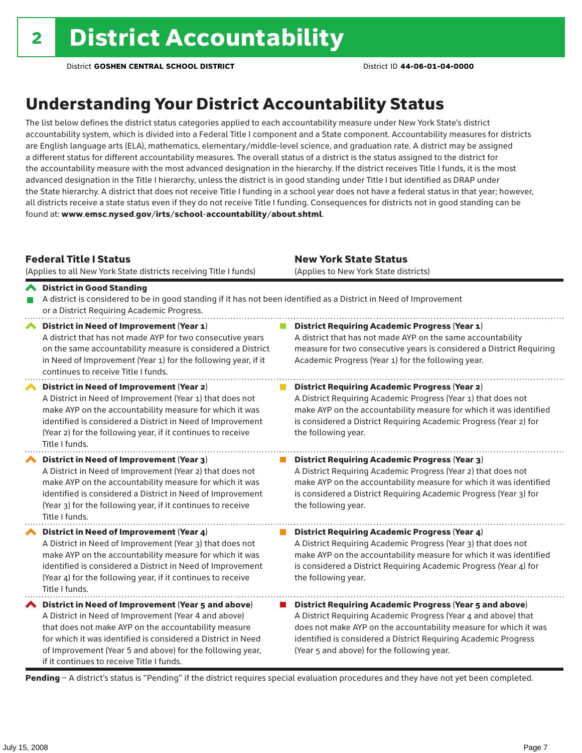# 2 District Accountability

District **GOSHEN CENTRAL SCHOOL DISTRICT** District ID **44-06-01-04-0000**

## Understanding Your District Accountability Status

The list below defines the district status categories applied to each accountability measure under New York State's district accountability system, which is divided into a Federal Title I component and a State component. Accountability measures for districts are English language arts (ELA), mathematics, elementary/middle-level science, and graduation rate. A district may be assigned a different status for different accountability measures. The overall status of a district is the status assigned to the district for the accountability measure with the most advanced designation in the hierarchy. If the district receives Title I funds, it is the most advanced designation in the Title I hierarchy, unless the district is in good standing under Title I but identified as DRAP under the State hierarchy. A district that does not receive Title I funding in a school year does not have a federal status in that year; however, all districts receive a state status even if they do not receive Title I funding. Consequences for districts not in good standing can be found at: **www.emsc.nysed.gov/irts/school-accountability/about.shtml**.

| **Federal Title I Status** (Applies to all New York State districts receiving Title I funds) | **New York State Status** (Applies to New York State districts) |
|---|---|
| **District in Good Standing** A district is considered to be in good standing if it has not been identified as a District in Need of Improvement or a District Requiring Academic Progress. | |
| **District in Need of Improvement (Year 1)** A district that has not made AYP for two consecutive years on the same accountability measure is considered a District in Need of Improvement (Year 1) for the following year, if it continues to receive Title I funds. | **District Requiring Academic Progress (Year 1)** A district that has not made AYP on the same accountability measure for two consecutive years is considered a District Requiring Academic Progress (Year 1) for the following year. |
| **District in Need of Improvement (Year 2)** A District in Need of Improvement (Year 1) that does not make AYP on the accountability measure for which it was identified is considered a District in Need of Improvement (Year 2) for the following year, if it continues to receive Title I funds. | **District Requiring Academic Progress (Year 2)** A District Requiring Academic Progress (Year 1) that does not make AYP on the accountability measure for which it was identified is considered a District Requiring Academic Progress (Year 2) for the following year. |
| **District in Need of Improvement (Year 3)** A District in Need of Improvement (Year 2) that does not make AYP on the accountability measure for which it was identified is considered a District in Need of Improvement (Year 3) for the following year, if it continues to receive Title I funds. | **District Requiring Academic Progress (Year 3)** A District Requiring Academic Progress (Year 2) that does not make AYP on the accountability measure for which it was identified is considered a District Requiring Academic Progress (Year 3) for the following year. |
| **District in Need of Improvement (Year 4)** A District in Need of Improvement (Year 3) that does not make AYP on the accountability measure for which it was identified is considered a District in Need of Improvement (Year 4) for the following year, if it continues to receive Title I funds. | **District Requiring Academic Progress (Year 4)** A District Requiring Academic Progress (Year 3) that does not make AYP on the accountability measure for which it was identified is considered a District Requiring Academic Progress (Year 4) for the following year. |
| **District in Need of Improvement (Year 5 and above)** A District in Need of Improvement (Year 4 and above) that does not make AYP on the accountability measure for which it was identified is considered a District in Need of Improvement (Year 5 and above) for the following year, if it continues to receive Title I funds. | **District Requiring Academic Progress (Year 5 and above)** A District Requiring Academic Progress (Year 4 and above) that does not make AYP on the accountability measure for which it was identified is considered a District Requiring Academic Progress (Year 5 and above) for the following year. |

**Pending** – A district's status is "Pending" if the district requires special evaluation procedures and they have not yet been completed.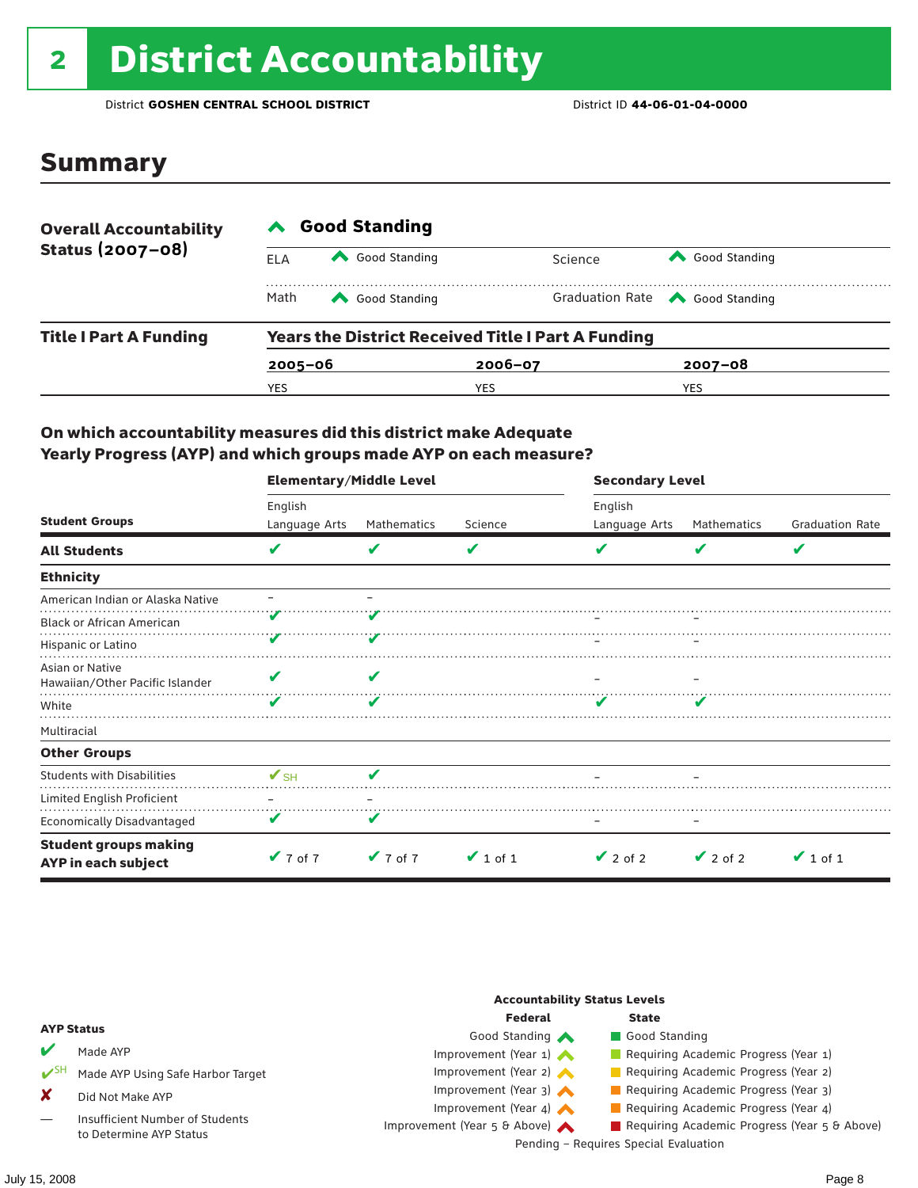# 2 District Accountability

District **GOSHEN CENTRAL SCHOOL DISTRICT** District ID **44-06-01-04-0000**

## Summary

| **Overall Accountability Status (2007–08)** | **Good Standing** | | | |
|---|---|---|---|---|
| | ELA | Good Standing | Science | Good Standing |
| | Math | Good Standing | Graduation Rate | Good Standing |

**Title I Part A Funding**

**Years the District Received Title I Part A Funding**

| 2005–06 | 2006–07 | 2007–08 |
|---|---|---|
| YES | YES | YES |

### On which accountability measures did this district make Adequate Yearly Progress (AYP) and which groups made AYP on each measure?

| Student Groups | Elementary/Middle Level English Language Arts | Elementary/Middle Level Mathematics | Elementary/Middle Level Science | Secondary Level English Language Arts | Secondary Level Mathematics | Secondary Level Graduation Rate |
|---|---|---|---|---|---|---|
| **All Students** | ✔ | ✔ | ✔ | ✔ | ✔ | ✔ |
| **Ethnicity** | | | | | | |
| American Indian or Alaska Native | – | – | | | | |
| Black or African American | ✔ | ✔ | | – | – | |
| Hispanic or Latino | ✔ | ✔ | | – | – | |
| Asian or Native Hawaiian/Other Pacific Islander | ✔ | ✔ | | – | – | |
| White | ✔ | ✔ | | ✔ | ✔ | |
| Multiracial | | | | | | |
| **Other Groups** | | | | | | |
| Students with Disabilities | ✔SH | ✔ | | – | – | |
| Limited English Proficient | – | – | | | | |
| Economically Disadvantaged | ✔ | ✔ | | – | – | |
| **Student groups making AYP in each subject** | ✔ 7 of 7 | ✔ 7 of 7 | ✔ 1 of 1 | ✔ 2 of 2 | ✔ 2 of 2 | ✔ 1 of 1 |

**AYP Status**

- ✔ Made AYP
- ✔SH Made AYP Using Safe Harbor Target
- ✘ Did Not Make AYP
- — Insufficient Number of Students to Determine AYP Status

**Accountability Status Levels**

| Federal | State |
|---|---|
| Good Standing | Good Standing |
| Improvement (Year 1) | Requiring Academic Progress (Year 1) |
| Improvement (Year 2) | Requiring Academic Progress (Year 2) |
| Improvement (Year 3) | Requiring Academic Progress (Year 3) |
| Improvement (Year 4) | Requiring Academic Progress (Year 4) |
| Improvement (Year 5 & Above) | Requiring Academic Progress (Year 5 & Above) |

Pending – Requires Special Evaluation

July 15, 2008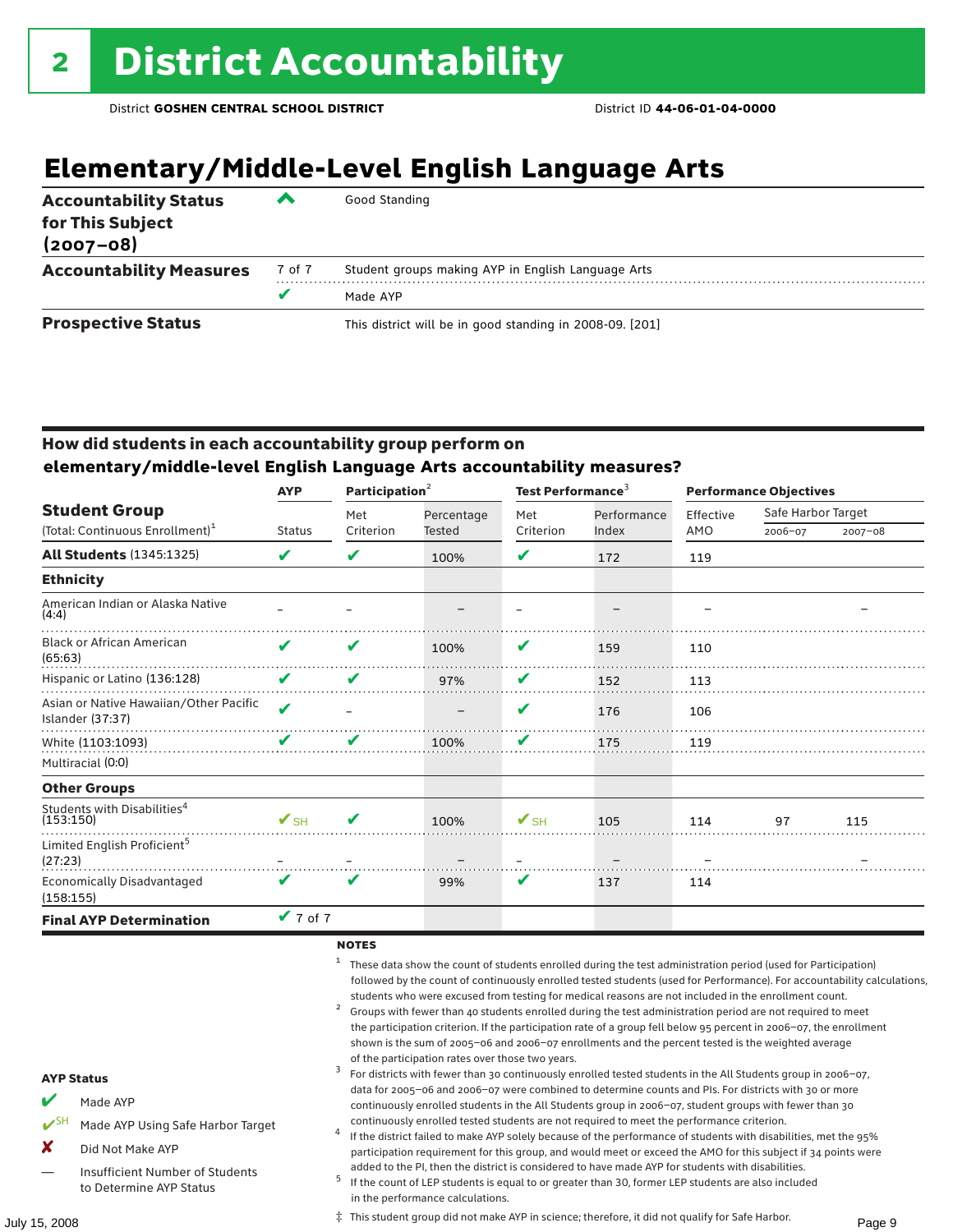# 2 District Accountability

District **GOSHEN CENTRAL SCHOOL DISTRICT** District ID **44-06-01-04-0000**

## Elementary/Middle-Level English Language Arts

| | | |
|---|---|---|
| **Accountability Status for This Subject (2007–08)** | ^ | Good Standing |
| **Accountability Measures** | 7 of 7 | Student groups making AYP in English Language Arts |
| | ✔ | Made AYP |
| **Prospective Status** | | This district will be in good standing in 2008-09. [201] |

### How did students in each accountability group perform on elementary/middle-level English Language Arts accountability measures?

| Student Group (Total: Continuous Enrollment)[1] | AYP | Participation[2] | | Test Performance[3] | | Performance Objectives | | |
|---|---|---|---|---|---|---|---|---|
| | Status | Met Criterion | Percentage Tested | Met Criterion | Performance Index | Effective AMO | Safe Harbor Target 2006–07 | Safe Harbor Target 2007–08 |
| **All Students** (1345:1325) | ✔ | ✔ | 100% | ✔ | 172 | 119 | | |
| **Ethnicity** | | | | | | | | |
| American Indian or Alaska Native (4:4) | – | – | – | – | – | – | | – |
| Black or African American (65:63) | ✔ | ✔ | 100% | ✔ | 159 | 110 | | |
| Hispanic or Latino (136:128) | ✔ | ✔ | 97% | ✔ | 152 | 113 | | |
| Asian or Native Hawaiian/Other Pacific Islander (37:37) | ✔ | – | – | ✔ | 176 | 106 | | |
| White (1103:1093) | ✔ | ✔ | 100% | ✔ | 175 | 119 | | |
| Multiracial (0:0) | | | | | | | | |
| **Other Groups** | | | | | | | | |
| Students with Disabilities[4] (153:150) | ✔SH | ✔ | 100% | ✔SH | 105 | 114 | 97 | 115 |
| Limited English Proficient[5] (27:23) | – | – | – | – | – | – | | – |
| Economically Disadvantaged (158:155) | ✔ | ✔ | 99% | ✔ | 137 | 114 | | |
| **Final AYP Determination** | ✔ 7 of 7 | | | | | | | |

**NOTES**

[1] These data show the count of students enrolled during the test administration period (used for Participation) followed by the count of continuously enrolled tested students (used for Performance). For accountability calculations, students who were excused from testing for medical reasons are not included in the enrollment count.

[2] Groups with fewer than 40 students enrolled during the test administration period are not required to meet the participation criterion. If the participation rate of a group fell below 95 percent in 2006–07, the enrollment shown is the sum of 2005–06 and 2006–07 enrollments and the percent tested is the weighted average of the participation rates over those two years.

[3] For districts with fewer than 30 continuously enrolled tested students in the All Students group in 2006–07, data for 2005–06 and 2006–07 were combined to determine counts and PIs. For districts with 30 or more continuously enrolled students in the All Students group in 2006–07, student groups with fewer than 30 continuously enrolled tested students are not required to meet the performance criterion.

[4] If the district failed to make AYP solely because of the performance of students with disabilities, met the 95% participation requirement for this group, and would meet or exceed the AMO for this subject if 34 points were added to the PI, then the district is considered to have made AYP for students with disabilities.

[5] If the count of LEP students is equal to or greater than 30, former LEP students are also included in the performance calculations.

‡ This student group did not make AYP in science; therefore, it did not qualify for Safe Harbor.

**AYP Status**

- ✔ Made AYP
- ✔SH Made AYP Using Safe Harbor Target
- ✘ Did Not Make AYP
- — Insufficient Number of Students to Determine AYP Status

July 15, 2008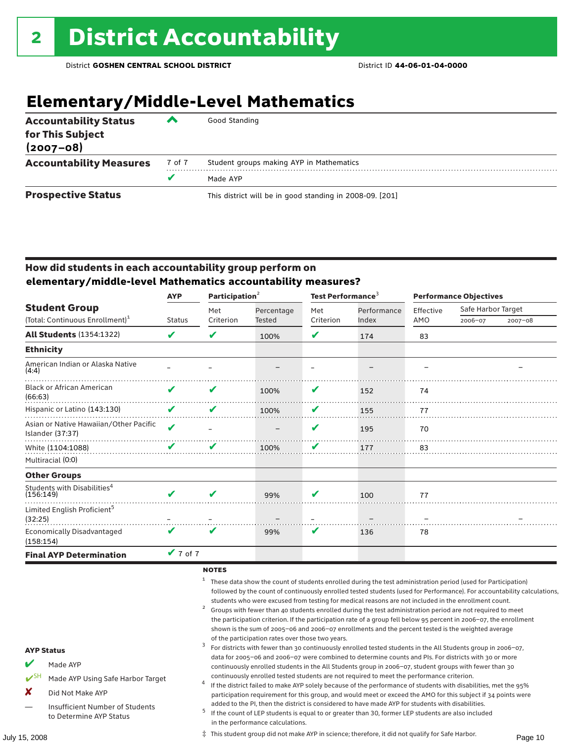# 2 District Accountability

District **GOSHEN CENTRAL SCHOOL DISTRICT** District ID **44-06-01-04-0000**

## Elementary/Middle-Level Mathematics

| | | |
|---|---|---|
| **Accountability Status for This Subject (2007–08)** | ^ | Good Standing |
| **Accountability Measures** | 7 of 7 | Student groups making AYP in Mathematics |
| | ✔ | Made AYP |
| **Prospective Status** | | This district will be in good standing in 2008-09. [201] |

### How did students in each accountability group perform on elementary/middle-level Mathematics accountability measures?

| Student Group (Total: Continuous Enrollment)[1] | AYP Status | Participation[2] Met Criterion | Participation[2] Percentage Tested | Test Performance[3] Met Criterion | Test Performance[3] Performance Index | Performance Objectives Effective AMO | Safe Harbor Target 2006–07 | Safe Harbor Target 2007–08 |
|---|---|---|---|---|---|---|---|---|
| **All Students** (1354:1322) | ✔ | ✔ | 100% | ✔ | 174 | 83 | | |
| **Ethnicity** | | | | | | | | |
| American Indian or Alaska Native (4:4) | – | – | – | – | – | – | | – |
| Black or African American (66:63) | ✔ | ✔ | 100% | ✔ | 152 | 74 | | |
| Hispanic or Latino (143:130) | ✔ | ✔ | 100% | ✔ | 155 | 77 | | |
| Asian or Native Hawaiian/Other Pacific Islander (37:37) | ✔ | – | – | ✔ | 195 | 70 | | |
| White (1104:1088) | ✔ | ✔ | 100% | ✔ | 177 | 83 | | |
| Multiracial (0:0) | | | | | | | | |
| **Other Groups** | | | | | | | | |
| Students with Disabilities[4] (156:149) | ✔ | ✔ | 99% | ✔ | 100 | 77 | | |
| Limited English Proficient[5] (32:25) | – | – | – | – | – | – | | – |
| Economically Disadvantaged (158:154) | ✔ | ✔ | 99% | ✔ | 136 | 78 | | |
| **Final AYP Determination** | ✔ 7 of 7 | | | | | | | |

**AYP Status**

- ✔ Made AYP
- ✔SH Made AYP Using Safe Harbor Target
- ✘ Did Not Make AYP
- — Insufficient Number of Students to Determine AYP Status

**NOTES**

1. These data show the count of students enrolled during the test administration period (used for Participation) followed by the count of continuously enrolled tested students (used for Performance). For accountability calculations, students who were excused from testing for medical reasons are not included in the enrollment count.
2. Groups with fewer than 40 students enrolled during the test administration period are not required to meet the participation criterion. If the participation rate of a group fell below 95 percent in 2006–07, the enrollment shown is the sum of 2005–06 and 2006–07 enrollments and the percent tested is the weighted average of the participation rates over those two years.
3. For districts with fewer than 30 continuously enrolled tested students in the All Students group in 2006–07, data for 2005–06 and 2006–07 were combined to determine counts and PIs. For districts with 30 or more continuously enrolled students in the All Students group in 2006–07, student groups with fewer than 30 continuously enrolled tested students are not required to meet the performance criterion.
4. If the district failed to make AYP solely because of the performance of students with disabilities, met the 95% participation requirement for this group, and would meet or exceed the AMO for this subject if 34 points were added to the PI, then the district is considered to have made AYP for students with disabilities.
5. If the count of LEP students is equal to or greater than 30, former LEP students are also included in the performance calculations.

‡ This student group did not make AYP in science; therefore, it did not qualify for Safe Harbor.

July 15, 2008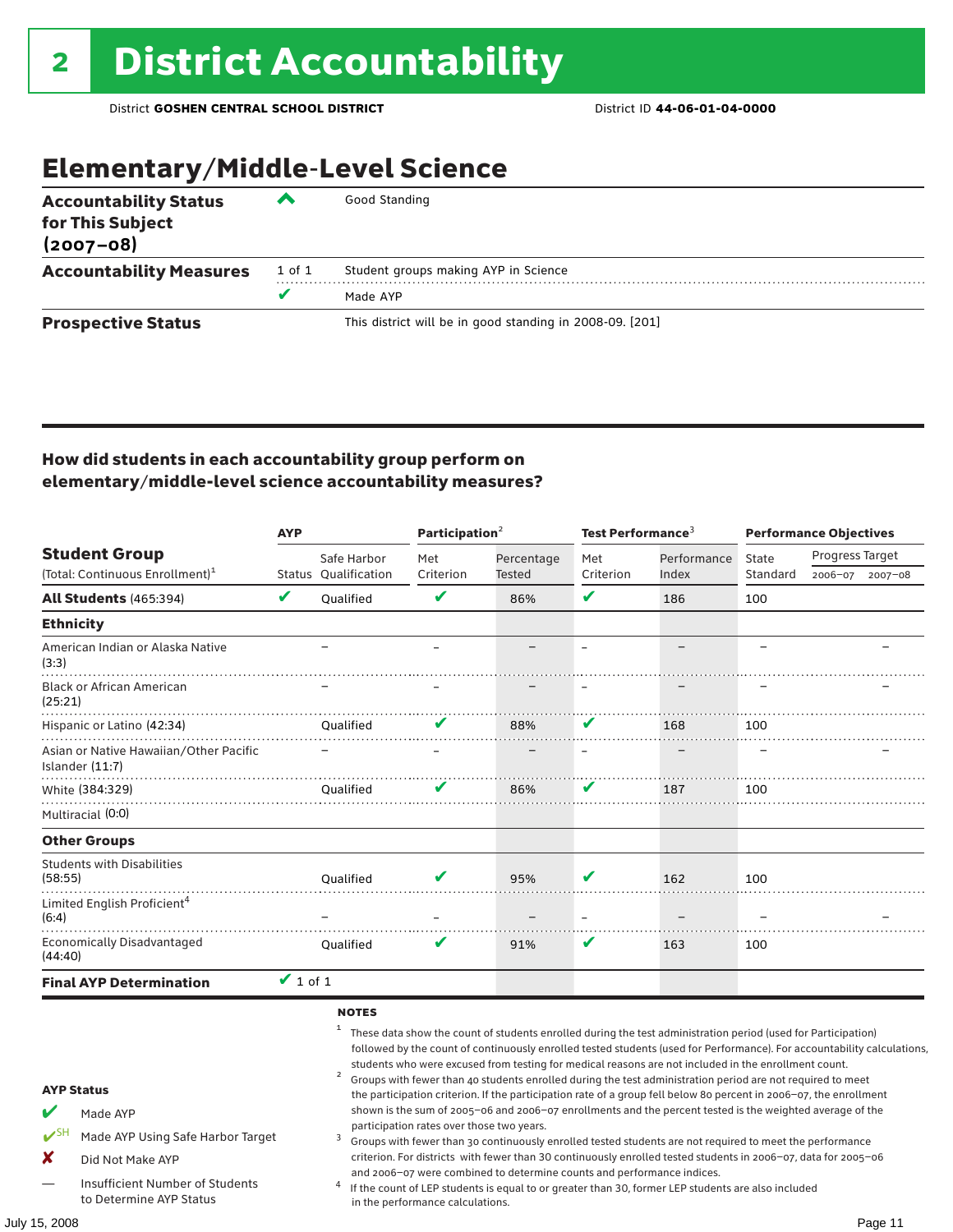# 2 District Accountability

District **GOSHEN CENTRAL SCHOOL DISTRICT** District ID **44-06-01-04-0000**

## Elementary/Middle-Level Science

| | | |
|---|---|---|
| **Accountability Status for This Subject (2007–08)** | ^ | Good Standing |
| **Accountability Measures** | 1 of 1 | Student groups making AYP in Science |
| | ✔ | Made AYP |
| **Prospective Status** | | This district will be in good standing in 2008-09. [201] |

### How did students in each accountability group perform on elementary/middle-level science accountability measures?

| Student Group (Total: Continuous Enrollment)[1] | AYP Status | AYP Safe Harbor Qualification | Participation[2] Met Criterion | Participation[2] Percentage Tested | Test Performance[3] Met Criterion | Test Performance[3] Performance Index | Performance Objectives State Standard | Progress Target 2006–07 | Progress Target 2007–08 |
|---|---|---|---|---|---|---|---|---|---|
| **All Students** (465:394) | ✔ | Qualified | ✔ | 86% | ✔ | 186 | 100 | | |
| **Ethnicity** | | | | | | | | | |
| American Indian or Alaska Native (3:3) | | – | – | – | – | – | – | | – |
| Black or African American (25:21) | | – | – | – | – | – | – | | – |
| Hispanic or Latino (42:34) | | Qualified | ✔ | 88% | ✔ | 168 | 100 | | |
| Asian or Native Hawaiian/Other Pacific Islander (11:7) | | – | – | – | – | – | – | | – |
| White (384:329) | | Qualified | ✔ | 86% | ✔ | 187 | 100 | | |
| Multiracial (0:0) | | | | | | | | | |
| **Other Groups** | | | | | | | | | |
| Students with Disabilities (58:55) | | Qualified | ✔ | 95% | ✔ | 162 | 100 | | |
| Limited English Proficient[4] (6:4) | | – | – | – | – | – | – | | – |
| Economically Disadvantaged (44:40) | | Qualified | ✔ | 91% | ✔ | 163 | 100 | | |
| **Final AYP Determination** | ✔ 1 of 1 | | | | | | | | |

**AYP Status**

- ✔ Made AYP
- ✔SH Made AYP Using Safe Harbor Target
- ✘ Did Not Make AYP
- — Insufficient Number of Students to Determine AYP Status

**NOTES**

1. These data show the count of students enrolled during the test administration period (used for Participation) followed by the count of continuously enrolled tested students (used for Performance). For accountability calculations, students who were excused from testing for medical reasons are not included in the enrollment count.
2. Groups with fewer than 40 students enrolled during the test administration period are not required to meet the participation criterion. If the participation rate of a group fell below 80 percent in 2006–07, the enrollment shown is the sum of 2005–06 and 2006–07 enrollments and the percent tested is the weighted average of the participation rates over those two years.
3. Groups with fewer than 30 continuously enrolled tested students are not required to meet the performance criterion. For districts with fewer than 30 continuously enrolled tested students in 2006–07, data for 2005–06 and 2006–07 were combined to determine counts and performance indices.
4. If the count of LEP students is equal to or greater than 30, former LEP students are also included in the performance calculations.

July 15, 2008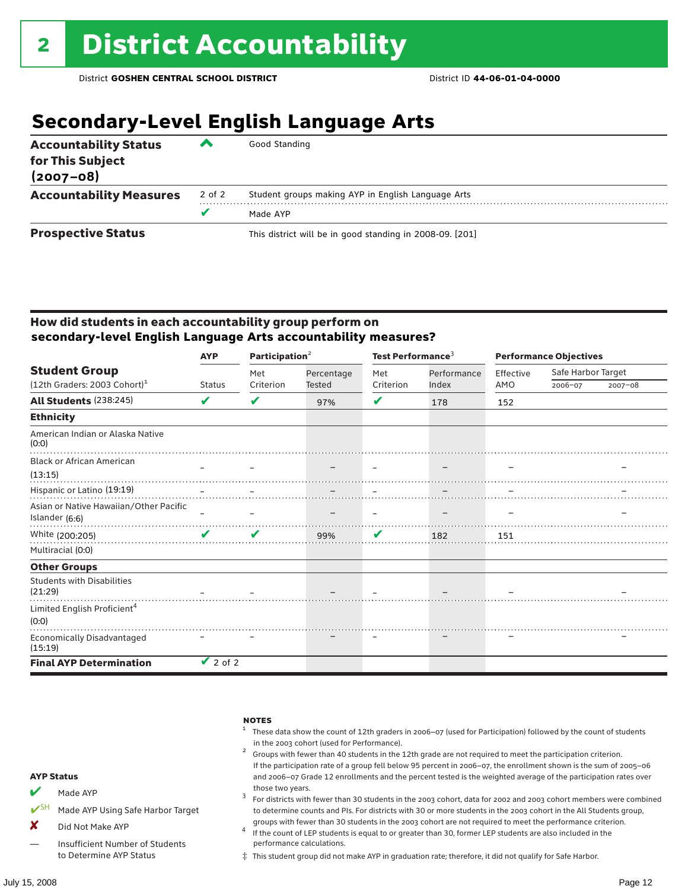# 2 District Accountability

District **GOSHEN CENTRAL SCHOOL DISTRICT** District ID **44-06-01-04-0000**

## Secondary-Level English Language Arts

| | | |
|---|---|---|
| **Accountability Status for This Subject (2007–08)** | ^ | Good Standing |
| **Accountability Measures** | 2 of 2 | Student groups making AYP in English Language Arts |
| | ✔ | Made AYP |
| **Prospective Status** | | This district will be in good standing in 2008-09. [201] |

### How did students in each accountability group perform on secondary-level English Language Arts accountability measures?

| Student Group (12th Graders: 2003 Cohort)[1] | AYP | Participation[2] | | Test Performance[3] | | Performance Objectives | | |
|---|---|---|---|---|---|---|---|---|
| | Status | Met Criterion | Percentage Tested | Met Criterion | Performance Index | Effective AMO | Safe Harbor Target 2006–07 | Safe Harbor Target 2007–08 |
| **All Students** (238:245) | ✔ | ✔ | 97% | ✔ | 178 | 152 | | |
| **Ethnicity** | | | | | | | | |
| American Indian or Alaska Native (0:0) | | | | | | | | |
| Black or African American (13:15) | – | – | – | – | – | – | | – |
| Hispanic or Latino (19:19) | – | – | – | – | – | – | | – |
| Asian or Native Hawaiian/Other Pacific Islander (6:6) | – | – | – | – | – | – | | – |
| White (200:205) | ✔ | ✔ | 99% | ✔ | 182 | 151 | | |
| Multiracial (0:0) | | | | | | | | |
| **Other Groups** | | | | | | | | |
| Students with Disabilities (21:29) | – | – | – | – | – | – | | – |
| Limited English Proficient[4] (0:0) | | | | | | | | |
| Economically Disadvantaged (15:19) | – | – | – | – | – | – | | – |
| **Final AYP Determination** | ✔ 2 of 2 | | | | | | | |

**AYP Status**

- ✔ Made AYP
- ✔SH Made AYP Using Safe Harbor Target
- ✘ Did Not Make AYP
- — Insufficient Number of Students to Determine AYP Status

**NOTES**

1 These data show the count of 12th graders in 2006–07 (used for Participation) followed by the count of students in the 2003 cohort (used for Performance).

2 Groups with fewer than 40 students in the 12th grade are not required to meet the participation criterion. If the participation rate of a group fell below 95 percent in 2006–07, the enrollment shown is the sum of 2005–06 and 2006–07 Grade 12 enrollments and the percent tested is the weighted average of the participation rates over those two years.

3 For districts with fewer than 30 students in the 2003 cohort, data for 2002 and 2003 cohort members were combined to determine counts and PIs. For districts with 30 or more students in the 2003 cohort in the All Students group, groups with fewer than 30 students in the 2003 cohort are not required to meet the performance criterion.

4 If the count of LEP students is equal to or greater than 30, former LEP students are also included in the performance calculations.

‡ This student group did not make AYP in graduation rate; therefore, it did not qualify for Safe Harbor.

July 15, 2008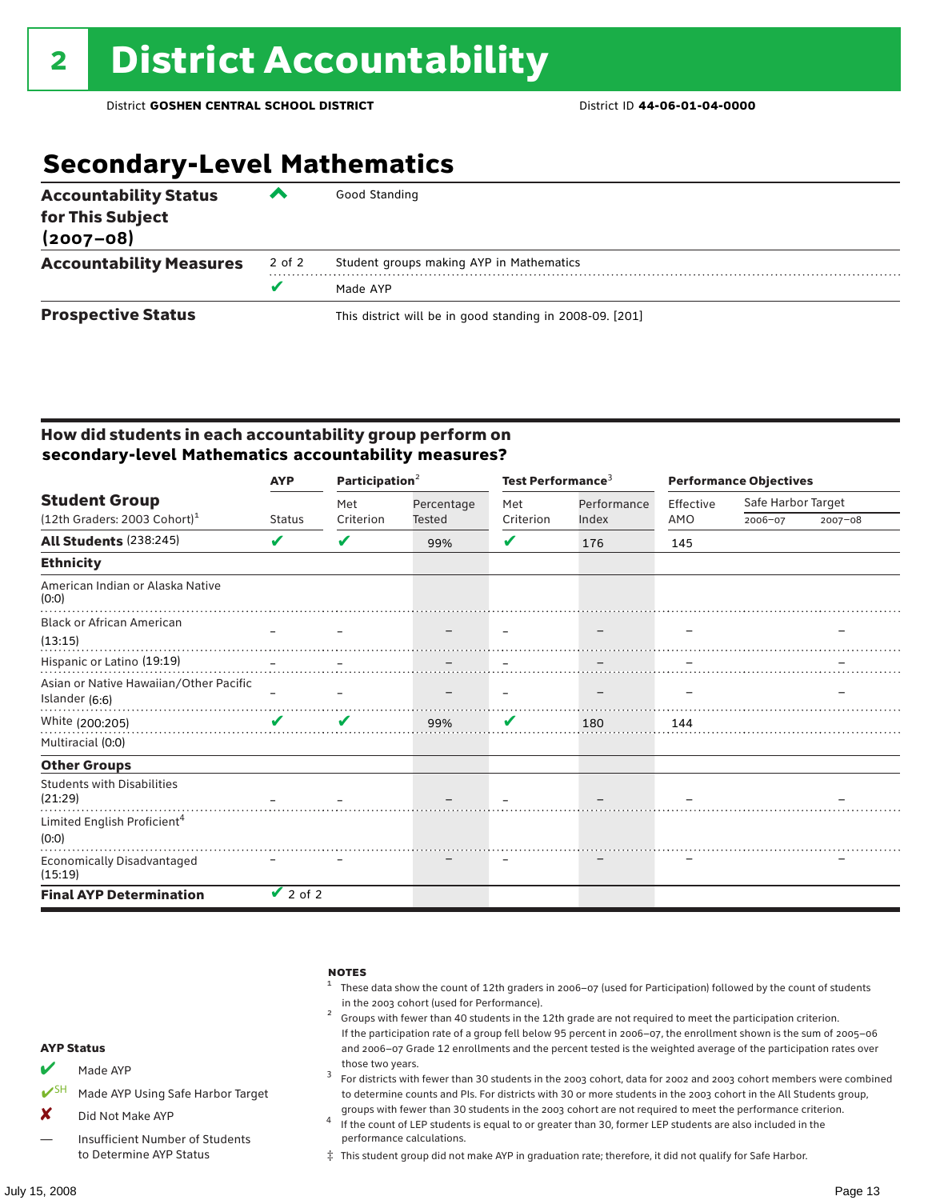# 2 District Accountability

District **GOSHEN CENTRAL SCHOOL DISTRICT** District ID **44-06-01-04-0000**

## Secondary-Level Mathematics

| | | |
|---|---|---|
| **Accountability Status for This Subject (2007–08)** | ^ | Good Standing |
| **Accountability Measures** | 2 of 2 | Student groups making AYP in Mathematics |
| | ✔ | Made AYP |
| **Prospective Status** | | This district will be in good standing in 2008-09. [201] |

### How did students in each accountability group perform on secondary-level Mathematics accountability measures?

| Student Group (12th Graders: 2003 Cohort)[1] | AYP | Participation[2] | | Test Performance[3] | | Performance Objectives | | |
|---|---|---|---|---|---|---|---|---|
| | Status | Met Criterion | Percentage Tested | Met Criterion | Performance Index | Effective AMO | Safe Harbor Target 2006–07 | Safe Harbor Target 2007–08 |
| **All Students** (238:245) | ✔ | ✔ | 99% | ✔ | 176 | 145 | | |
| **Ethnicity** | | | | | | | | |
| American Indian or Alaska Native (0:0) | | | | | | | | |
| Black or African American (13:15) | – | – | – | – | – | – | | – |
| Hispanic or Latino (19:19) | – | – | – | – | – | – | | – |
| Asian or Native Hawaiian/Other Pacific Islander (6:6) | – | – | – | – | – | – | | – |
| White (200:205) | ✔ | ✔ | 99% | ✔ | 180 | 144 | | |
| Multiracial (0:0) | | | | | | | | |
| **Other Groups** | | | | | | | | |
| Students with Disabilities (21:29) | – | – | – | – | – | – | | – |
| Limited English Proficient[4] (0:0) | | | | | | | | |
| Economically Disadvantaged (15:19) | – | – | – | – | – | – | | – |
| **Final AYP Determination** | ✔ 2 of 2 | | | | | | | |

**AYP Status**

- ✔ Made AYP
- ✔SH Made AYP Using Safe Harbor Target
- ✘ Did Not Make AYP
- — Insufficient Number of Students to Determine AYP Status

**NOTES**

1. These data show the count of 12th graders in 2006–07 (used for Participation) followed by the count of students in the 2003 cohort (used for Performance).
2. Groups with fewer than 40 students in the 12th grade are not required to meet the participation criterion. If the participation rate of a group fell below 95 percent in 2006–07, the enrollment shown is the sum of 2005–06 and 2006–07 Grade 12 enrollments and the percent tested is the weighted average of the participation rates over those two years.
3. For districts with fewer than 30 students in the 2003 cohort, data for 2002 and 2003 cohort members were combined to determine counts and PIs. For districts with 30 or more students in the 2003 cohort in the All Students group, groups with fewer than 30 students in the 2003 cohort are not required to meet the performance criterion.
4. If the count of LEP students is equal to or greater than 30, former LEP students are also included in the performance calculations.

‡ This student group did not make AYP in graduation rate; therefore, it did not qualify for Safe Harbor.

July 15, 2008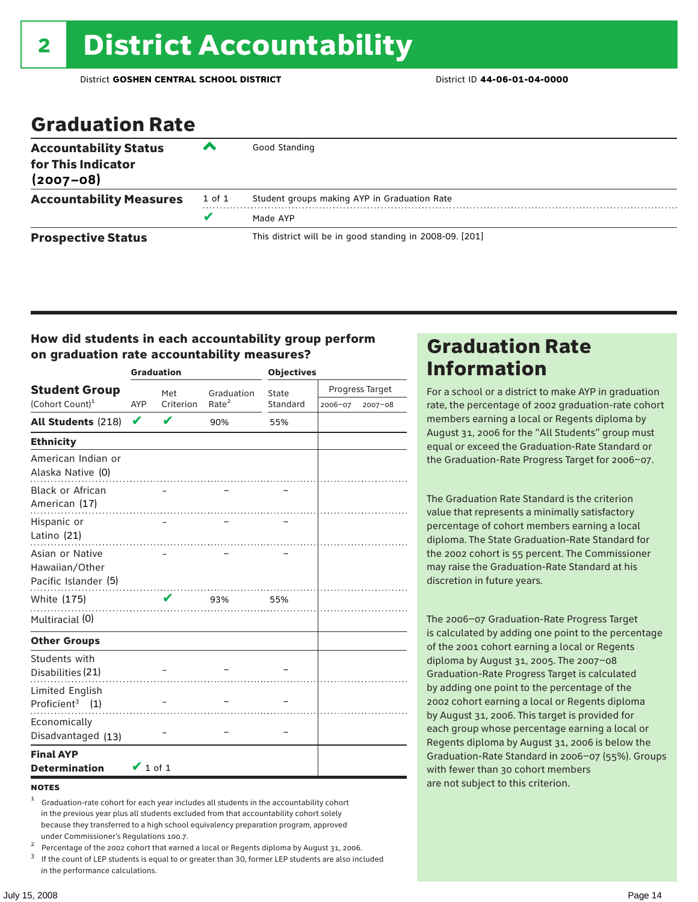# 2 District Accountability

District **GOSHEN CENTRAL SCHOOL DISTRICT** District ID **44-06-01-04-0000**

## Graduation Rate

| | | |
|---|---|---|
| **Accountability Status for This Indicator (2007–08)** | ^ | Good Standing |
| **Accountability Measures** | 1 of 1 | Student groups making AYP in Graduation Rate |
| | ✔ | Made AYP |
| **Prospective Status** | | This district will be in good standing in 2008-09. [201] |

### How did students in each accountability group perform on graduation rate accountability measures?

| Student Group (Cohort Count)[1] | Graduation AYP | Met Criterion | Graduation Rate[2] | Objectives State Standard | Progress Target 2006–07 | Progress Target 2007–08 |
|---|---|---|---|---|---|---|
| **All Students** (218) | ✔ | ✔ | 90% | 55% | | |
| **Ethnicity** | | | | | | |
| American Indian or Alaska Native (0) | | | | | | |
| Black or African American (17) | | – | – | – | | |
| Hispanic or Latino (21) | | – | – | – | | |
| Asian or Native Hawaiian/Other Pacific Islander (5) | | – | – | – | | |
| White (175) | | ✔ | 93% | 55% | | |
| Multiracial (0) | | | | | | |
| **Other Groups** | | | | | | |
| Students with Disabilities (21) | | – | – | – | | |
| Limited English Proficient[3] (1) | | – | – | – | | |
| Economically Disadvantaged (13) | | – | – | – | | |
| **Final AYP Determination** | ✔ 1 of 1 | | | | | |

**NOTES**

[1] Graduation-rate cohort for each year includes all students in the accountability cohort in the previous year plus all students excluded from that accountability cohort solely because they transferred to a high school equivalency preparation program, approved under Commissioner's Regulations 100.7.

[2] Percentage of the 2002 cohort that earned a local or Regents diploma by August 31, 2006.

[3] If the count of LEP students is equal to or greater than 30, former LEP students are also included in the performance calculations.

## Graduation Rate Information

For a school or a district to make AYP in graduation rate, the percentage of 2002 graduation-rate cohort members earning a local or Regents diploma by August 31, 2006 for the "All Students" group must equal or exceed the Graduation-Rate Standard or the Graduation-Rate Progress Target for 2006–07.

The Graduation Rate Standard is the criterion value that represents a minimally satisfactory percentage of cohort members earning a local diploma. The State Graduation-Rate Standard for the 2002 cohort is 55 percent. The Commissioner may raise the Graduation-Rate Standard at his discretion in future years.

The 2006–07 Graduation-Rate Progress Target is calculated by adding one point to the percentage of the 2001 cohort earning a local or Regents diploma by August 31, 2005. The 2007–08 Graduation-Rate Progress Target is calculated by adding one point to the percentage of the 2002 cohort earning a local or Regents diploma by August 31, 2006. This target is provided for each group whose percentage earning a local or Regents diploma by August 31, 2006 is below the Graduation-Rate Standard in 2006–07 (55%). Groups with fewer than 30 cohort members are not subject to this criterion.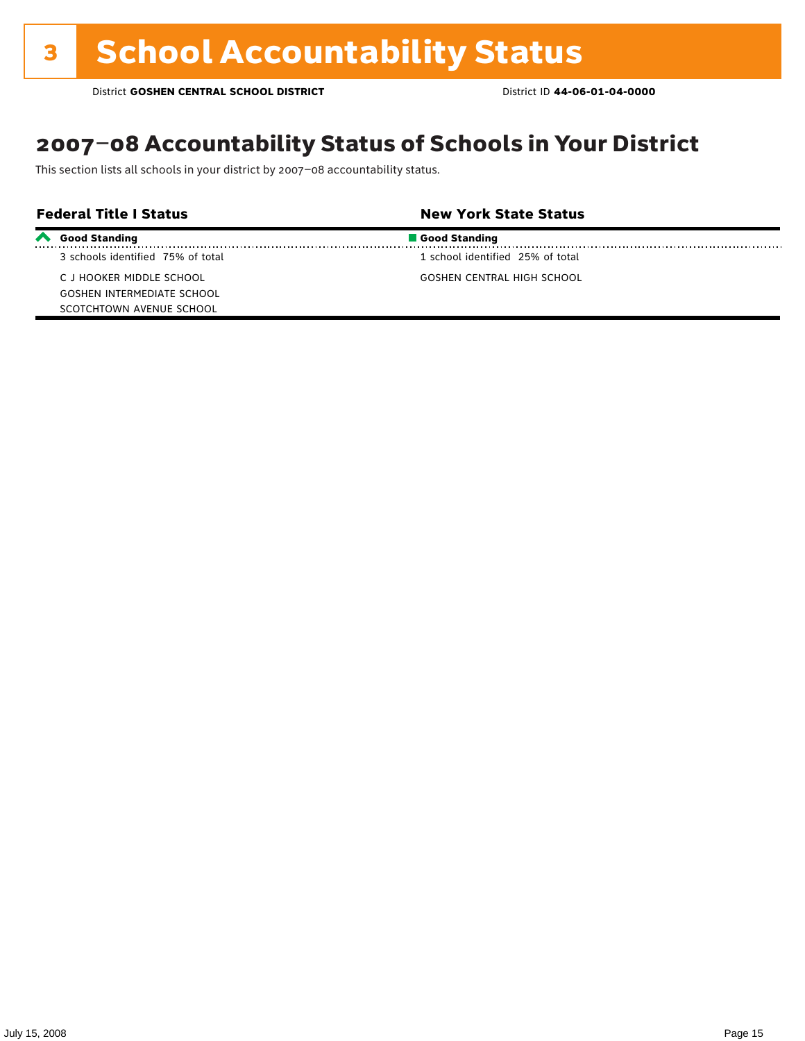# 3 School Accountability Status

District **GOSHEN CENTRAL SCHOOL DISTRICT** District ID **44-06-01-04-0000**

## 2007–08 Accountability Status of Schools in Your District

This section lists all schools in your district by 2007–08 accountability status.

| Federal Title I Status | New York State Status |
| --- | --- |
| **Good Standing** | **Good Standing** |
| 3 schools identified 75% of total | 1 school identified 25% of total |
| C J HOOKER MIDDLE SCHOOL | GOSHEN CENTRAL HIGH SCHOOL |
| GOSHEN INTERMEDIATE SCHOOL | |
| SCOTCHTOWN AVENUE SCHOOL | |

July 15, 2008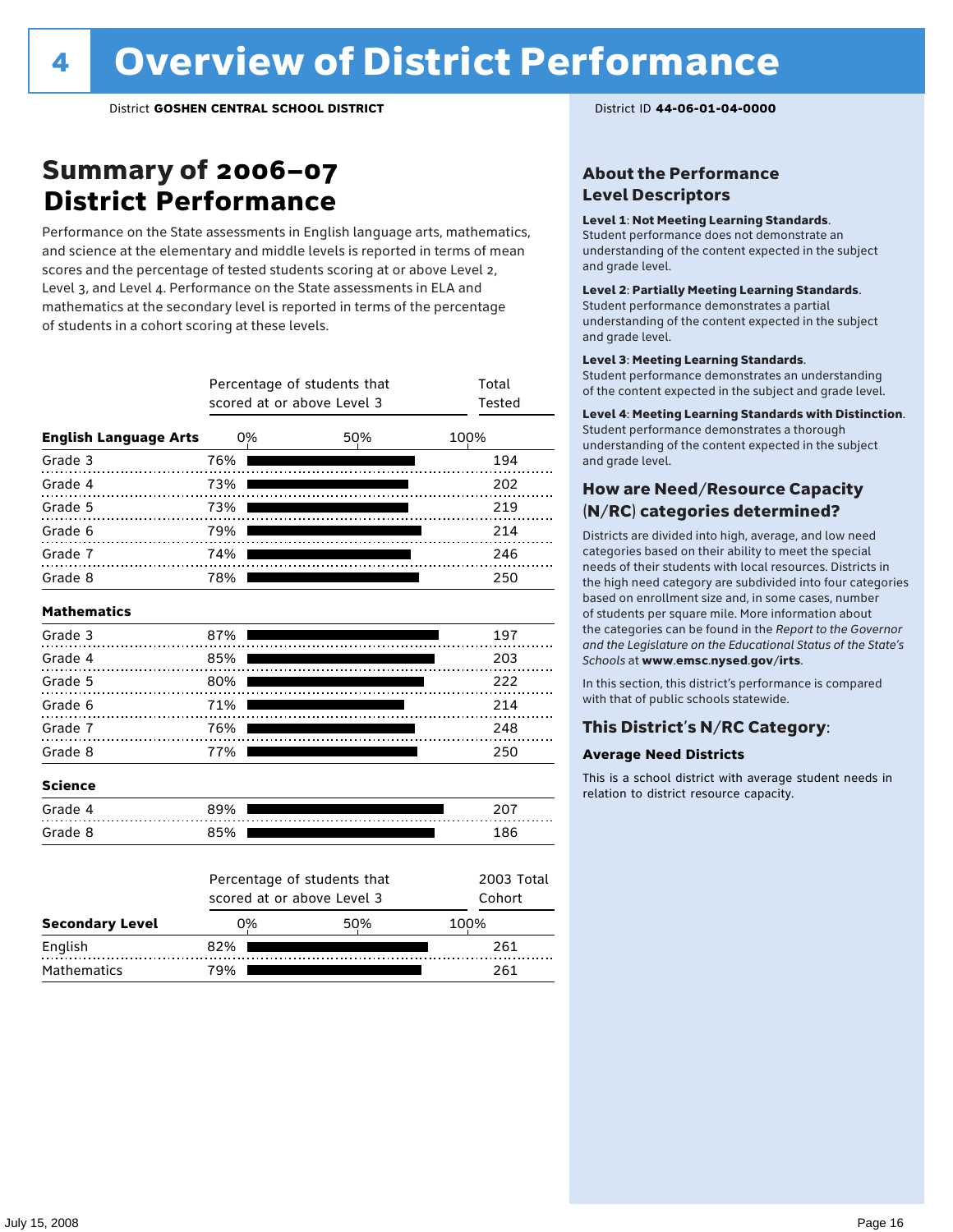# 4 Overview of District Performance

District **GOSHEN CENTRAL SCHOOL DISTRICT** District ID **44-06-01-04-0000**

## Summary of 2006–07 District Performance

Performance on the State assessments in English language arts, mathematics, and science at the elementary and middle levels is reported in terms of mean scores and the percentage of tested students scoring at or above Level 2, Level 3, and Level 4. Performance on the State assessments in ELA and mathematics at the secondary level is reported in terms of the percentage of students in a cohort scoring at these levels.

| | Percentage of students that scored at or above Level 3 | Total Tested |
|---|---|---|
| **English Language Arts** | | |
| Grade 3 | 76% | 194 |
| Grade 4 | 73% | 202 |
| Grade 5 | 73% | 219 |
| Grade 6 | 79% | 214 |
| Grade 7 | 74% | 246 |
| Grade 8 | 78% | 250 |
| **Mathematics** | | |
| Grade 3 | 87% | 197 |
| Grade 4 | 85% | 203 |
| Grade 5 | 80% | 222 |
| Grade 6 | 71% | 214 |
| Grade 7 | 76% | 248 |
| Grade 8 | 77% | 250 |
| **Science** | | |
| Grade 4 | 89% | 207 |
| Grade 8 | 85% | 186 |

| **Secondary Level** | Percentage of students that scored at or above Level 3 | 2003 Total Cohort |
|---|---|---|
| English | 82% | 261 |
| Mathematics | 79% | 261 |

### About the Performance Level Descriptors

**Level 1: Not Meeting Learning Standards.** Student performance does not demonstrate an understanding of the content expected in the subject and grade level.

**Level 2: Partially Meeting Learning Standards.** Student performance demonstrates a partial understanding of the content expected in the subject and grade level.

**Level 3: Meeting Learning Standards.** Student performance demonstrates an understanding of the content expected in the subject and grade level.

**Level 4: Meeting Learning Standards with Distinction.** Student performance demonstrates a thorough understanding of the content expected in the subject and grade level.

### How are Need/Resource Capacity (N/RC) categories determined?

Districts are divided into high, average, and low need categories based on their ability to meet the special needs of their students with local resources. Districts in the high need category are subdivided into four categories based on enrollment size and, in some cases, number of students per square mile. More information about the categories can be found in the *Report to the Governor and the Legislature on the Educational Status of the State's Schools* at **www.emsc.nysed.gov/irts**.

In this section, this district's performance is compared with that of public schools statewide.

### This District's N/RC Category:

**Average Need Districts**

This is a school district with average student needs in relation to district resource capacity.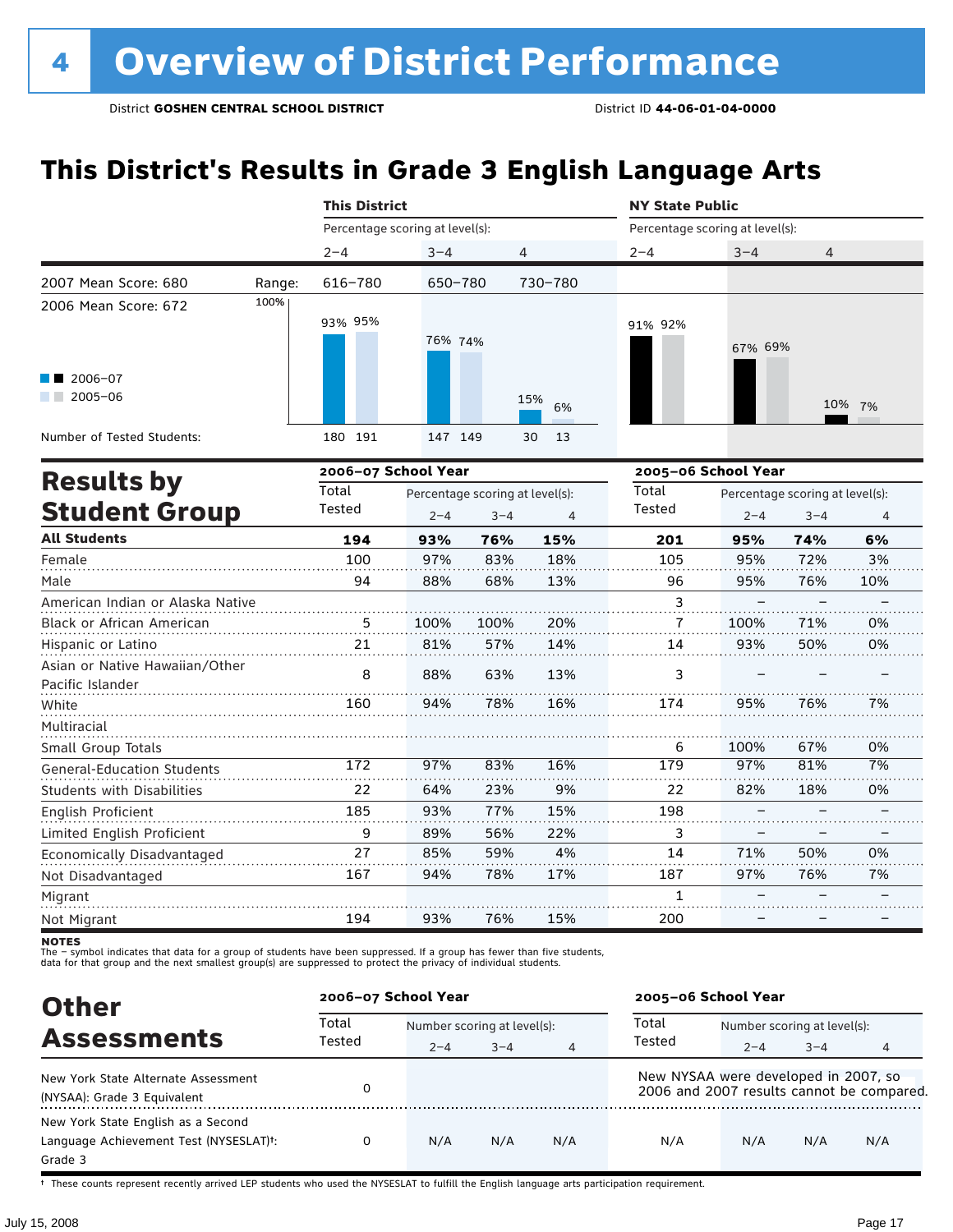# 4 Overview of District Performance

District **GOSHEN CENTRAL SCHOOL DISTRICT** District ID **44-06-01-04-0000**

## This District's Results in Grade 3 English Language Arts

| | | This District | | | NY State Public | | |
|---|---|---|---|---|---|---|---|
| | | Percentage scoring at level(s): | | | Percentage scoring at level(s): | | |
| | | 2–4 | 3–4 | 4 | 2–4 | 3–4 | 4 |
| 2007 Mean Score: 680 | Range: | 616–780 | 650–780 | 730–780 | | | |
| 2006 Mean Score: 672 | | | | | | | |
| 2006–07 | | 93% | 76% | 15% | 91% | 67% | 10% |
| 2005–06 | | 95% | 74% | 6% | 92% | 69% | 7% |
| Number of Tested Students: 2006–07 | | 180 | 147 | 30 | | | |
| Number of Tested Students: 2005–06 | | 191 | 149 | 13 | | | |

## Results by Student Group

| | 2006–07 School Year | | | | 2005–06 School Year | | | |
|---|---|---|---|---|---|---|---|---|
| | Total Tested | Percentage scoring at level(s): 2–4 | 3–4 | 4 | Total Tested | Percentage scoring at level(s): 2–4 | 3–4 | 4 |
| **All Students** | **194** | **93%** | **76%** | **15%** | **201** | **95%** | **74%** | **6%** |
| Female | 100 | 97% | 83% | 18% | 105 | 95% | 72% | 3% |
| Male | 94 | 88% | 68% | 13% | 96 | 95% | 76% | 10% |
| American Indian or Alaska Native | | | | | 3 | – | – | – |
| Black or African American | 5 | 100% | 100% | 20% | 7 | 100% | 71% | 0% |
| Hispanic or Latino | 21 | 81% | 57% | 14% | 14 | 93% | 50% | 0% |
| Asian or Native Hawaiian/Other Pacific Islander | 8 | 88% | 63% | 13% | 3 | – | – | – |
| White | 160 | 94% | 78% | 16% | 174 | 95% | 76% | 7% |
| Multiracial | | | | | | | | |
| Small Group Totals | | | | | 6 | 100% | 67% | 0% |
| General-Education Students | 172 | 97% | 83% | 16% | 179 | 97% | 81% | 7% |
| Students with Disabilities | 22 | 64% | 23% | 9% | 22 | 82% | 18% | 0% |
| English Proficient | 185 | 93% | 77% | 15% | 198 | – | – | – |
| Limited English Proficient | 9 | 89% | 56% | 22% | 3 | – | – | – |
| Economically Disadvantaged | 27 | 85% | 59% | 4% | 14 | 71% | 50% | 0% |
| Not Disadvantaged | 167 | 94% | 78% | 17% | 187 | 97% | 76% | 7% |
| Migrant | | | | | 1 | – | – | – |
| Not Migrant | 194 | 93% | 76% | 15% | 200 | – | – | – |

**NOTES**
The – symbol indicates that data for a group of students have been suppressed. If a group has fewer than five students, data for that group and the next smallest group(s) are suppressed to protect the privacy of individual students.

## Other Assessments

| | 2006–07 School Year | | | | 2005–06 School Year | | | |
|---|---|---|---|---|---|---|---|---|
| | Total Tested | Number scoring at level(s): 2–4 | 3–4 | 4 | Total Tested | Number scoring at level(s): 2–4 | 3–4 | 4 |
| New York State Alternate Assessment (NYSAA): Grade 3 Equivalent | 0 | | | | New NYSAA were developed in 2007, so 2006 and 2007 results cannot be compared. | | | |
| New York State English as a Second Language Achievement Test (NYSESLAT)†: Grade 3 | 0 | N/A | N/A | N/A | N/A | N/A | N/A | N/A |

† These counts represent recently arrived LEP students who used the NYSESLAT to fulfill the English language arts participation requirement.

July 15, 2008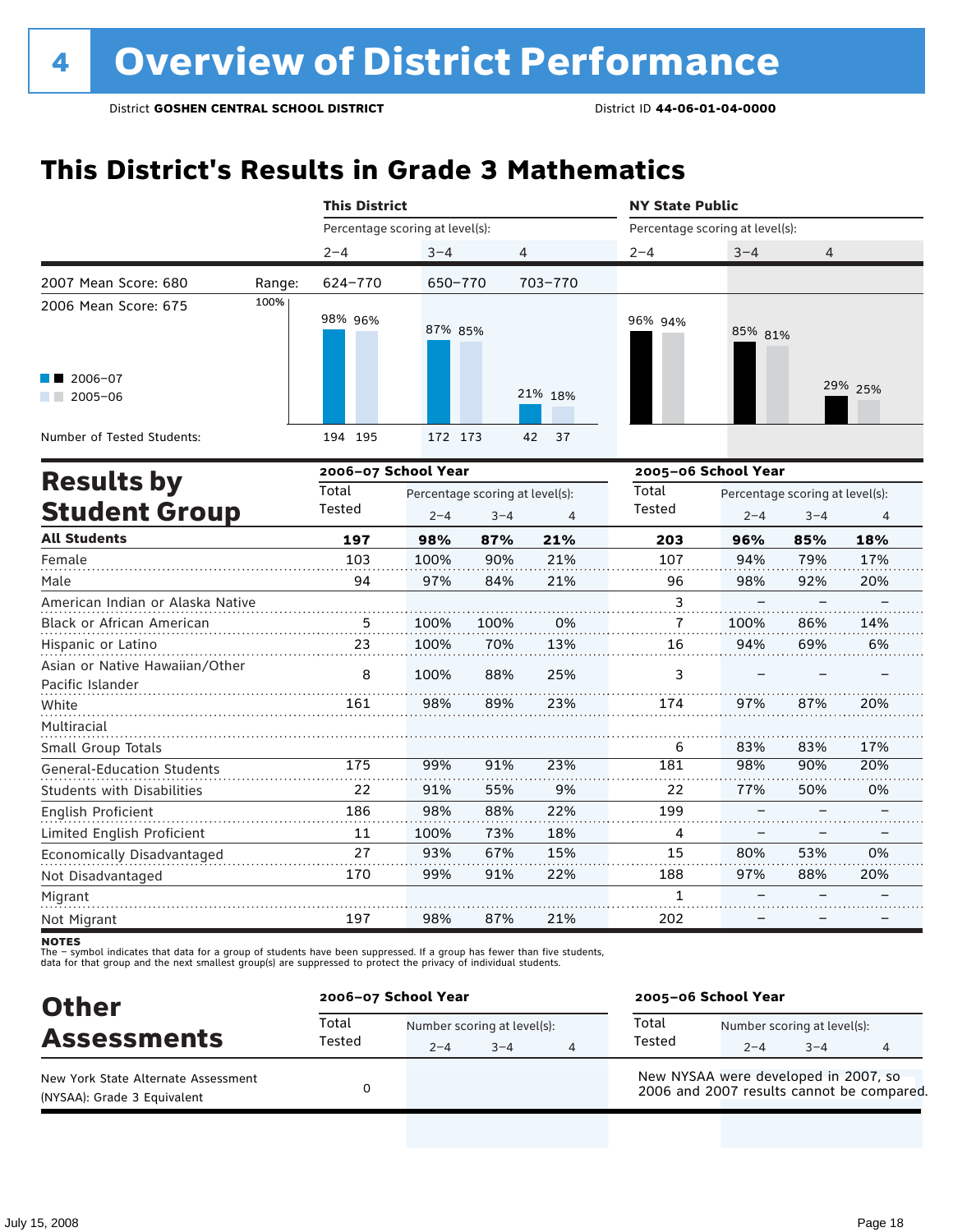# 4 Overview of District Performance

District **GOSHEN CENTRAL SCHOOL DISTRICT** District ID **44-06-01-04-0000**

## This District's Results in Grade 3 Mathematics

| | This District | | | NY State Public | | |
|---|---|---|---|---|---|---|
| | Percentage scoring at level(s): | | | Percentage scoring at level(s): | | |
| | 2–4 | 3–4 | 4 | 2–4 | 3–4 | 4 |
| 2007 Mean Score: 680 — Range: | 624–770 | 650–770 | 703–770 | | | |
| 2006 Mean Score: 675 — 2006–07 | 98% | 87% | 21% | 96% | 85% | 29% |
| 2005–06 | 96% | 85% | 18% | 94% | 81% | 25% |
| Number of Tested Students (2006–07): | 194 | 172 | 42 | | | |
| Number of Tested Students (2005–06): | 195 | 173 | 37 | | | |

## Results by Student Group

| | 2006–07 School Year | | | | 2005–06 School Year | | | |
|---|---|---|---|---|---|---|---|---|
| | Total Tested | Percentage scoring at level(s): | | | Total Tested | Percentage scoring at level(s): | | |
| | | 2–4 | 3–4 | 4 | | 2–4 | 3–4 | 4 |
| **All Students** | **197** | **98%** | **87%** | **21%** | **203** | **96%** | **85%** | **18%** |
| Female | 103 | 100% | 90% | 21% | 107 | 94% | 79% | 17% |
| Male | 94 | 97% | 84% | 21% | 96 | 98% | 92% | 20% |
| American Indian or Alaska Native | | | | | 3 | – | – | – |
| Black or African American | 5 | 100% | 100% | 0% | 7 | 100% | 86% | 14% |
| Hispanic or Latino | 23 | 100% | 70% | 13% | 16 | 94% | 69% | 6% |
| Asian or Native Hawaiian/Other Pacific Islander | 8 | 100% | 88% | 25% | 3 | – | – | – |
| White | 161 | 98% | 89% | 23% | 174 | 97% | 87% | 20% |
| Multiracial | | | | | | | | |
| Small Group Totals | | | | | 6 | 83% | 83% | 17% |
| General-Education Students | 175 | 99% | 91% | 23% | 181 | 98% | 90% | 20% |
| Students with Disabilities | 22 | 91% | 55% | 9% | 22 | 77% | 50% | 0% |
| English Proficient | 186 | 98% | 88% | 22% | 199 | – | – | – |
| Limited English Proficient | 11 | 100% | 73% | 18% | 4 | – | – | – |
| Economically Disadvantaged | 27 | 93% | 67% | 15% | 15 | 80% | 53% | 0% |
| Not Disadvantaged | 170 | 99% | 91% | 22% | 188 | 97% | 88% | 20% |
| Migrant | | | | | 1 | – | – | – |
| Not Migrant | 197 | 98% | 87% | 21% | 202 | – | – | – |

**NOTES**
The – symbol indicates that data for a group of students have been suppressed. If a group has fewer than five students, data for that group and the next smallest group(s) are suppressed to protect the privacy of individual students.

## Other Assessments

| | 2006–07 School Year | | | | 2005–06 School Year | | | |
|---|---|---|---|---|---|---|---|---|
| | Total Tested | Number scoring at level(s): | | | Total Tested | Number scoring at level(s): | | |
| | | 2–4 | 3–4 | 4 | | 2–4 | 3–4 | 4 |
| New York State Alternate Assessment (NYSAA): Grade 3 Equivalent | 0 | | | | New NYSAA were developed in 2007, so 2006 and 2007 results cannot be compared. | | | |

July 15, 2008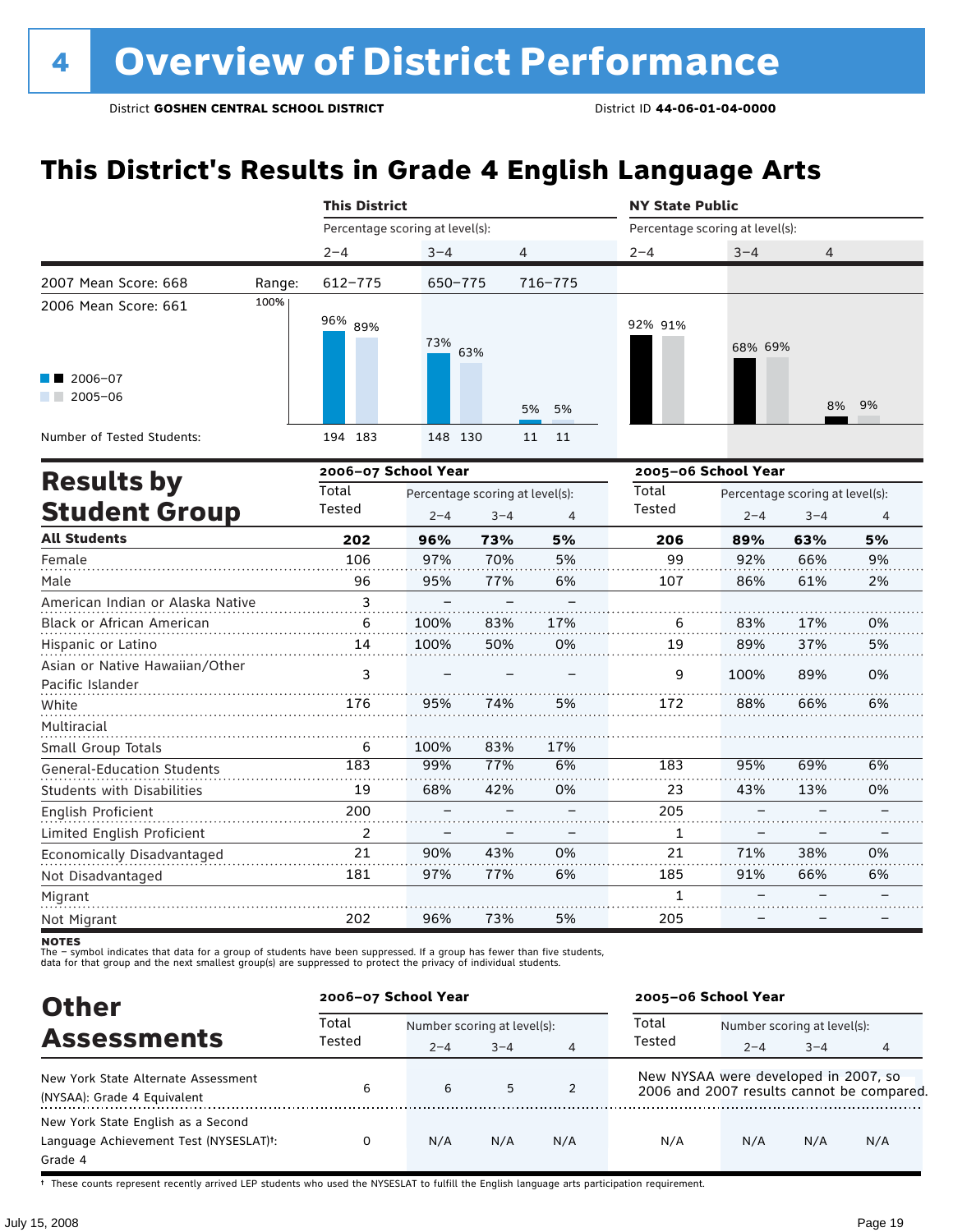# 4 Overview of District Performance

District **GOSHEN CENTRAL SCHOOL DISTRICT** District ID **44-06-01-04-0000**

## This District's Results in Grade 4 English Language Arts

| | | This District | | | NY State Public | | |
|---|---|---|---|---|---|---|---|
| | | Percentage scoring at level(s): | | | Percentage scoring at level(s): | | |
| | | 2–4 | 3–4 | 4 | 2–4 | 3–4 | 4 |
| 2007 Mean Score: 668 | Range: | 612–775 | 650–775 | 716–775 | | | |
| 2006 Mean Score: 661 | | | | | | | |
| 2006–07 | | 96% | 73% | 5% | 92% | 68% | 8% |
| 2005–06 | | 89% | 63% | 5% | 91% | 69% | 9% |
| Number of Tested Students: 2006–07 | | 194 | 148 | 11 | | | |
| Number of Tested Students: 2005–06 | | 183 | 130 | 11 | | | |

## Results by Student Group

| | 2006–07 School Year | | | | 2005–06 School Year | | | |
|---|---|---|---|---|---|---|---|---|
| | Total Tested | Percentage scoring at level(s): 2–4 | 3–4 | 4 | Total Tested | Percentage scoring at level(s): 2–4 | 3–4 | 4 |
| **All Students** | **202** | **96%** | **73%** | **5%** | **206** | **89%** | **63%** | **5%** |
| Female | 106 | 97% | 70% | 5% | 99 | 92% | 66% | 9% |
| Male | 96 | 95% | 77% | 6% | 107 | 86% | 61% | 2% |
| American Indian or Alaska Native | 3 | – | – | – | | | | |
| Black or African American | 6 | 100% | 83% | 17% | 6 | 83% | 17% | 0% |
| Hispanic or Latino | 14 | 100% | 50% | 0% | 19 | 89% | 37% | 5% |
| Asian or Native Hawaiian/Other Pacific Islander | 3 | – | – | – | 9 | 100% | 89% | 0% |
| White | 176 | 95% | 74% | 5% | 172 | 88% | 66% | 6% |
| Multiracial | | | | | | | | |
| Small Group Totals | 6 | 100% | 83% | 17% | | | | |
| General-Education Students | 183 | 99% | 77% | 6% | 183 | 95% | 69% | 6% |
| Students with Disabilities | 19 | 68% | 42% | 0% | 23 | 43% | 13% | 0% |
| English Proficient | 200 | – | – | – | 205 | – | – | – |
| Limited English Proficient | 2 | – | – | – | 1 | – | – | – |
| Economically Disadvantaged | 21 | 90% | 43% | 0% | 21 | 71% | 38% | 0% |
| Not Disadvantaged | 181 | 97% | 77% | 6% | 185 | 91% | 66% | 6% |
| Migrant | | | | | 1 | – | – | – |
| Not Migrant | 202 | 96% | 73% | 5% | 205 | – | – | – |

**NOTES**
The – symbol indicates that data for a group of students have been suppressed. If a group has fewer than five students, data for that group and the next smallest group(s) are suppressed to protect the privacy of individual students.

## Other Assessments

| | 2006–07 School Year | | | | 2005–06 School Year | | | |
|---|---|---|---|---|---|---|---|---|
| | Total Tested | Number scoring at level(s): 2–4 | 3–4 | 4 | Total Tested | Number scoring at level(s): 2–4 | 3–4 | 4 |
| New York State Alternate Assessment (NYSAA): Grade 4 Equivalent | 6 | 6 | 5 | 2 | New NYSAA were developed in 2007, so 2006 and 2007 results cannot be compared. | | | |
| New York State English as a Second Language Achievement Test (NYSESLAT)†: Grade 4 | 0 | N/A | N/A | N/A | N/A | N/A | N/A | N/A |

† These counts represent recently arrived LEP students who used the NYSESLAT to fulfill the English language arts participation requirement.

July 15, 2008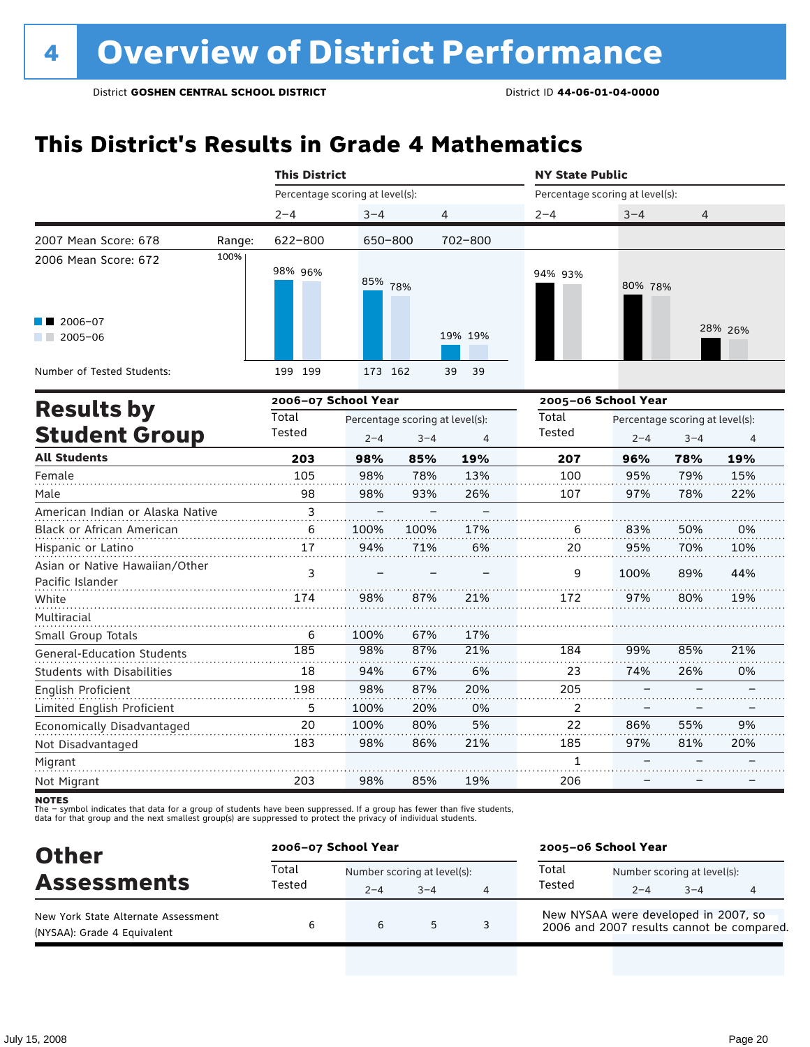# 4 Overview of District Performance

District **GOSHEN CENTRAL SCHOOL DISTRICT** District ID **44-06-01-04-0000**

## This District's Results in Grade 4 Mathematics

| | | This District | | | NY State Public | | |
|---|---|---|---|---|---|---|---|
| | | Percentage scoring at level(s): | | | Percentage scoring at level(s): | | |
| | | 2–4 | 3–4 | 4 | 2–4 | 3–4 | 4 |
| 2007 Mean Score: 678 | Range: | 622–800 | 650–800 | 702–800 | | | |
| 2006 Mean Score: 672 | | | | | | | |
| 2006–07 | | 98% | 85% | 19% | 94% | 80% | 28% |
| 2005–06 | | 96% | 78% | 19% | 93% | 78% | 26% |
| Number of Tested Students: | | 199 199 | 173 162 | 39 39 | | | |

## Results by Student Group

| | 2006–07 School Year | | | | 2005–06 School Year | | | |
|---|---|---|---|---|---|---|---|---|
| | Total Tested | Percentage scoring at level(s): 2–4 | 3–4 | 4 | Total Tested | Percentage scoring at level(s): 2–4 | 3–4 | 4 |
| **All Students** | **203** | **98%** | **85%** | **19%** | **207** | **96%** | **78%** | **19%** |
| Female | 105 | 98% | 78% | 13% | 100 | 95% | 79% | 15% |
| Male | 98 | 98% | 93% | 26% | 107 | 97% | 78% | 22% |
| American Indian or Alaska Native | 3 | – | – | – | | | | |
| Black or African American | 6 | 100% | 100% | 17% | 6 | 83% | 50% | 0% |
| Hispanic or Latino | 17 | 94% | 71% | 6% | 20 | 95% | 70% | 10% |
| Asian or Native Hawaiian/Other Pacific Islander | 3 | – | – | – | 9 | 100% | 89% | 44% |
| White | 174 | 98% | 87% | 21% | 172 | 97% | 80% | 19% |
| Multiracial | | | | | | | | |
| Small Group Totals | 6 | 100% | 67% | 17% | | | | |
| General-Education Students | 185 | 98% | 87% | 21% | 184 | 99% | 85% | 21% |
| Students with Disabilities | 18 | 94% | 67% | 6% | 23 | 74% | 26% | 0% |
| English Proficient | 198 | 98% | 87% | 20% | 205 | – | – | – |
| Limited English Proficient | 5 | 100% | 20% | 0% | 2 | – | – | – |
| Economically Disadvantaged | 20 | 100% | 80% | 5% | 22 | 86% | 55% | 9% |
| Not Disadvantaged | 183 | 98% | 86% | 21% | 185 | 97% | 81% | 20% |
| Migrant | | | | | 1 | – | – | – |
| Not Migrant | 203 | 98% | 85% | 19% | 206 | – | – | – |

**NOTES**
The – symbol indicates that data for a group of students have been suppressed. If a group has fewer than five students, data for that group and the next smallest group(s) are suppressed to protect the privacy of individual students.

## Other Assessments

| | 2006–07 School Year | | | | 2005–06 School Year | | | |
|---|---|---|---|---|---|---|---|---|
| | Total Tested | Number scoring at level(s): 2–4 | 3–4 | 4 | Total Tested | Number scoring at level(s): 2–4 | 3–4 | 4 |
| New York State Alternate Assessment (NYSAA): Grade 4 Equivalent | 6 | 6 | 5 | 3 | New NYSAA were developed in 2007, so 2006 and 2007 results cannot be compared. | | | |

July 15, 2008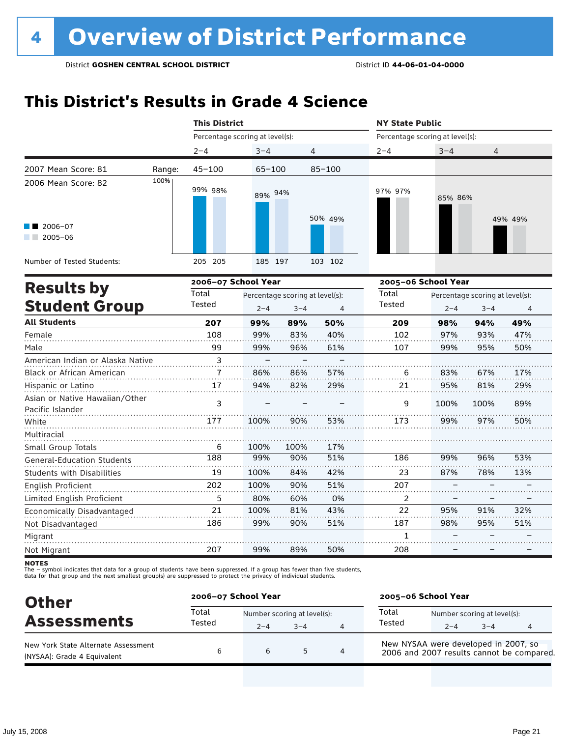# 4 Overview of District Performance

District **GOSHEN CENTRAL SCHOOL DISTRICT** District ID **44-06-01-04-0000**

## This District's Results in Grade 4 Science

| | This District 2–4 | This District 3–4 | This District 4 | NY State Public 2–4 | NY State Public 3–4 | NY State Public 4 |
|---|---|---|---|---|---|---|
| 2007 Mean Score: 81 — Range: | 45–100 | 65–100 | 85–100 | | | |
| 2006 Mean Score: 82 | | | | | | |
| 2006–07 | 99% | 89% | 50% | 97% | 85% | 49% |
| 2005–06 | 98% | 94% | 49% | 97% | 86% | 49% |
| Number of Tested Students: 2006–07 | 205 | 185 | 103 | | | |
| Number of Tested Students: 2005–06 | 205 | 197 | 102 | | | |

## Results by Student Group

| | 2006–07 Total Tested | 2006–07 2–4 | 2006–07 3–4 | 2006–07 4 | 2005–06 Total Tested | 2005–06 2–4 | 2005–06 3–4 | 2005–06 4 |
|---|---|---|---|---|---|---|---|---|
| **All Students** | **207** | **99%** | **89%** | **50%** | **209** | **98%** | **94%** | **49%** |
| Female | 108 | 99% | 83% | 40% | 102 | 97% | 93% | 47% |
| Male | 99 | 99% | 96% | 61% | 107 | 99% | 95% | 50% |
| American Indian or Alaska Native | 3 | – | – | – | | | | |
| Black or African American | 7 | 86% | 86% | 57% | 6 | 83% | 67% | 17% |
| Hispanic or Latino | 17 | 94% | 82% | 29% | 21 | 95% | 81% | 29% |
| Asian or Native Hawaiian/Other Pacific Islander | 3 | – | – | – | 9 | 100% | 100% | 89% |
| White | 177 | 100% | 90% | 53% | 173 | 99% | 97% | 50% |
| Multiracial | | | | | | | | |
| Small Group Totals | 6 | 100% | 100% | 17% | | | | |
| General-Education Students | 188 | 99% | 90% | 51% | 186 | 99% | 96% | 53% |
| Students with Disabilities | 19 | 100% | 84% | 42% | 23 | 87% | 78% | 13% |
| English Proficient | 202 | 100% | 90% | 51% | 207 | – | – | – |
| Limited English Proficient | 5 | 80% | 60% | 0% | 2 | – | – | – |
| Economically Disadvantaged | 21 | 100% | 81% | 43% | 22 | 95% | 91% | 32% |
| Not Disadvantaged | 186 | 99% | 90% | 51% | 187 | 98% | 95% | 51% |
| Migrant | | | | | 1 | – | – | – |
| Not Migrant | 207 | 99% | 89% | 50% | 208 | – | – | – |

**NOTES**
The – symbol indicates that data for a group of students have been suppressed. If a group has fewer than five students, data for that group and the next smallest group(s) are suppressed to protect the privacy of individual students.

## Other Assessments

| | 2006–07 Total Tested | 2006–07 Number scoring 2–4 | 2006–07 Number scoring 3–4 | 2006–07 Number scoring 4 | 2005–06 School Year |
|---|---|---|---|---|---|
| New York State Alternate Assessment (NYSAA): Grade 4 Equivalent | 6 | 6 | 5 | 4 | New NYSAA were developed in 2007, so 2006 and 2007 results cannot be compared. |

July 15, 2008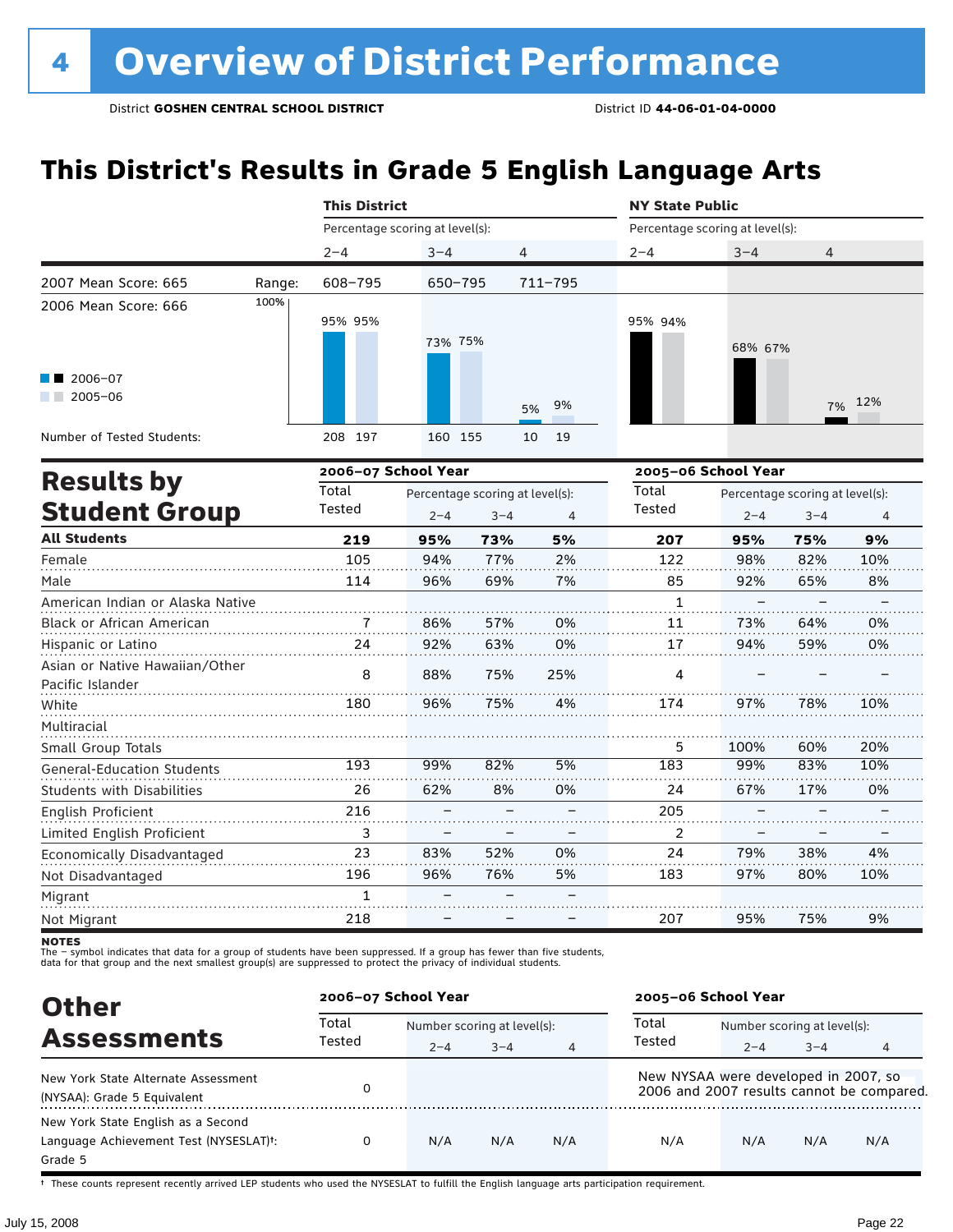# 4 Overview of District Performance

District **GOSHEN CENTRAL SCHOOL DISTRICT** District ID **44-06-01-04-0000**

## This District's Results in Grade 5 English Language Arts

| | | This District | | | NY State Public | | |
|---|---|---|---|---|---|---|---|
| | | Percentage scoring at level(s): | | | Percentage scoring at level(s): | | |
| | | 2–4 | 3–4 | 4 | 2–4 | 3–4 | 4 |
| 2007 Mean Score: 665 | Range: | 608–795 | 650–795 | 711–795 | | | |
| 2006 Mean Score: 666 | | | | | | | |
| 2006–07 | | 95% | 73% | 5% | 95% | 68% | 7% |
| 2005–06 | | 95% | 75% | 9% | 94% | 67% | 12% |
| Number of Tested Students: 2006–07 | | 208 | 160 | 10 | | | |
| Number of Tested Students: 2005–06 | | 197 | 155 | 19 | | | |

## Results by Student Group

| | 2006–07 School Year | | | | 2005–06 School Year | | | |
|---|---|---|---|---|---|---|---|---|
| | Total Tested | Percentage scoring at level(s): 2–4 | 3–4 | 4 | Total Tested | Percentage scoring at level(s): 2–4 | 3–4 | 4 |
| **All Students** | **219** | **95%** | **73%** | **5%** | **207** | **95%** | **75%** | **9%** |
| Female | 105 | 94% | 77% | 2% | 122 | 98% | 82% | 10% |
| Male | 114 | 96% | 69% | 7% | 85 | 92% | 65% | 8% |
| American Indian or Alaska Native | | | | | 1 | – | – | – |
| Black or African American | 7 | 86% | 57% | 0% | 11 | 73% | 64% | 0% |
| Hispanic or Latino | 24 | 92% | 63% | 0% | 17 | 94% | 59% | 0% |
| Asian or Native Hawaiian/Other Pacific Islander | 8 | 88% | 75% | 25% | 4 | – | – | – |
| White | 180 | 96% | 75% | 4% | 174 | 97% | 78% | 10% |
| Multiracial | | | | | | | | |
| Small Group Totals | | | | | 5 | 100% | 60% | 20% |
| General-Education Students | 193 | 99% | 82% | 5% | 183 | 99% | 83% | 10% |
| Students with Disabilities | 26 | 62% | 8% | 0% | 24 | 67% | 17% | 0% |
| English Proficient | 216 | – | – | – | 205 | – | – | – |
| Limited English Proficient | 3 | – | – | – | 2 | – | – | – |
| Economically Disadvantaged | 23 | 83% | 52% | 0% | 24 | 79% | 38% | 4% |
| Not Disadvantaged | 196 | 96% | 76% | 5% | 183 | 97% | 80% | 10% |
| Migrant | 1 | – | – | – | | | | |
| Not Migrant | 218 | – | – | – | 207 | 95% | 75% | 9% |

**NOTES**
The – symbol indicates that data for a group of students have been suppressed. If a group has fewer than five students, data for that group and the next smallest group(s) are suppressed to protect the privacy of individual students.

## Other Assessments

| | 2006–07 School Year | | | | 2005–06 School Year | | | |
|---|---|---|---|---|---|---|---|---|
| | Total Tested | Number scoring at level(s): 2–4 | 3–4 | 4 | Total Tested | Number scoring at level(s): 2–4 | 3–4 | 4 |
| New York State Alternate Assessment (NYSAA): Grade 5 Equivalent | 0 | | | | New NYSAA were developed in 2007, so 2006 and 2007 results cannot be compared. | | | |
| New York State English as a Second Language Achievement Test (NYSESLAT)†: Grade 5 | 0 | N/A | N/A | N/A | N/A | N/A | N/A | N/A |

† These counts represent recently arrived LEP students who used the NYSESLAT to fulfill the English language arts participation requirement.

July 15, 2008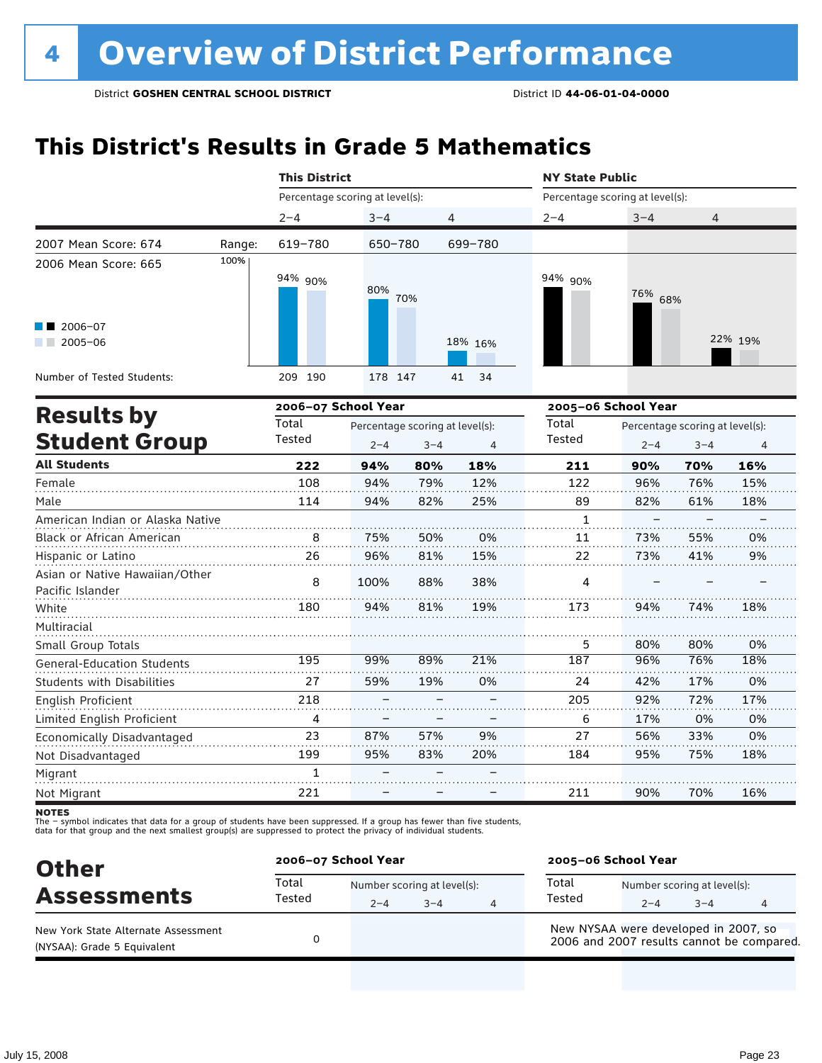# 4 Overview of District Performance

District **GOSHEN CENTRAL SCHOOL DISTRICT** District ID **44-06-01-04-0000**

## This District's Results in Grade 5 Mathematics

| | | This District | | | NY State Public | | |
|---|---|---|---|---|---|---|---|
| | | Percentage scoring at level(s): | | | Percentage scoring at level(s): | | |
| | | 2–4 | 3–4 | 4 | 2–4 | 3–4 | 4 |
| 2007 Mean Score: 674 | Range: | 619–780 | 650–780 | 699–780 | | | |
| 2006 Mean Score: 665 | | | | | | | |
| 2006–07 | | 94% | 80% | 18% | 94% | 76% | 22% |
| 2005–06 | | 90% | 70% | 16% | 90% | 68% | 19% |
| Number of Tested Students: 2006–07 | | 209 | 178 | 41 | | | |
| Number of Tested Students: 2005–06 | | 190 | 147 | 34 | | | |

## Results by Student Group

| | 2006–07 School Year | | | | 2005–06 School Year | | | |
|---|---|---|---|---|---|---|---|---|
| | Total Tested | Percentage scoring at level(s): | | | Total Tested | Percentage scoring at level(s): | | |
| | | 2–4 | 3–4 | 4 | | 2–4 | 3–4 | 4 |
| **All Students** | **222** | **94%** | **80%** | **18%** | **211** | **90%** | **70%** | **16%** |
| Female | 108 | 94% | 79% | 12% | 122 | 96% | 76% | 15% |
| Male | 114 | 94% | 82% | 25% | 89 | 82% | 61% | 18% |
| American Indian or Alaska Native | | | | | 1 | – | – | – |
| Black or African American | 8 | 75% | 50% | 0% | 11 | 73% | 55% | 0% |
| Hispanic or Latino | 26 | 96% | 81% | 15% | 22 | 73% | 41% | 9% |
| Asian or Native Hawaiian/Other Pacific Islander | 8 | 100% | 88% | 38% | 4 | – | – | – |
| White | 180 | 94% | 81% | 19% | 173 | 94% | 74% | 18% |
| Multiracial | | | | | | | | |
| Small Group Totals | | | | | 5 | 80% | 80% | 0% |
| General-Education Students | 195 | 99% | 89% | 21% | 187 | 96% | 76% | 18% |
| Students with Disabilities | 27 | 59% | 19% | 0% | 24 | 42% | 17% | 0% |
| English Proficient | 218 | – | – | – | 205 | 92% | 72% | 17% |
| Limited English Proficient | 4 | – | – | – | 6 | 17% | 0% | 0% |
| Economically Disadvantaged | 23 | 87% | 57% | 9% | 27 | 56% | 33% | 0% |
| Not Disadvantaged | 199 | 95% | 83% | 20% | 184 | 95% | 75% | 18% |
| Migrant | 1 | – | – | – | | | | |
| Not Migrant | 221 | – | – | – | 211 | 90% | 70% | 16% |

**NOTES**
The – symbol indicates that data for a group of students have been suppressed. If a group has fewer than five students, data for that group and the next smallest group(s) are suppressed to protect the privacy of individual students.

## Other Assessments

| | 2006–07 School Year | | | | 2005–06 School Year | | | |
|---|---|---|---|---|---|---|---|---|
| | Total Tested | Number scoring at level(s): | | | Total Tested | Number scoring at level(s): | | |
| | | 2–4 | 3–4 | 4 | | 2–4 | 3–4 | 4 |
| New York State Alternate Assessment (NYSAA): Grade 5 Equivalent | 0 | | | | New NYSAA were developed in 2007, so 2006 and 2007 results cannot be compared. | | | |

July 15, 2008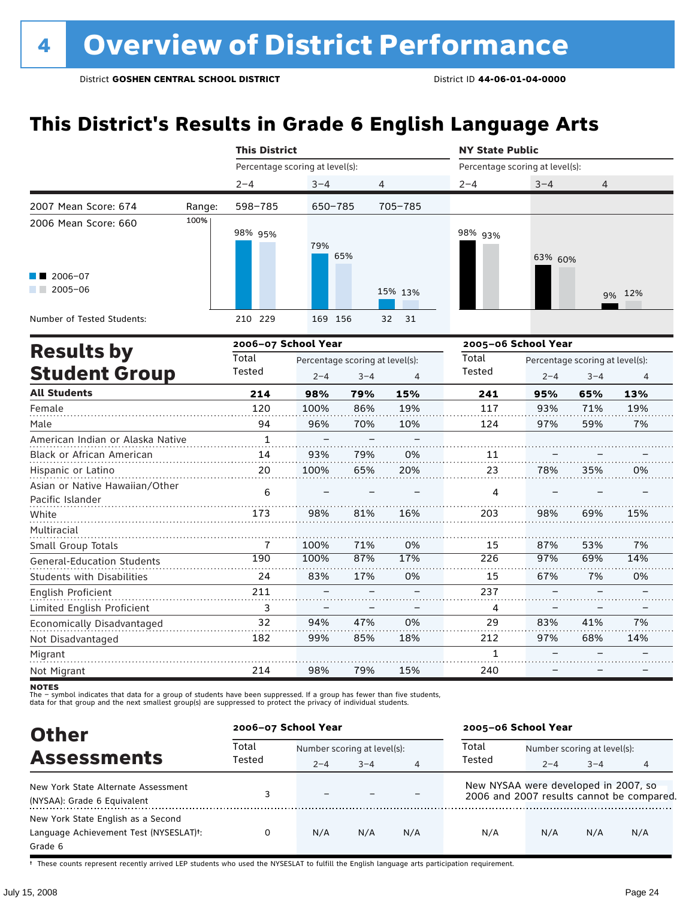# 4 Overview of District Performance

District **GOSHEN CENTRAL SCHOOL DISTRICT** District ID **44-06-01-04-0000**

## This District's Results in Grade 6 English Language Arts

| | | This District | | | NY State Public | | |
|---|---|---|---|---|---|---|---|
| | | Percentage scoring at level(s): | | | Percentage scoring at level(s): | | |
| | | 2–4 | 3–4 | 4 | 2–4 | 3–4 | 4 |
| 2007 Mean Score: 674 | Range: | 598–785 | 650–785 | 705–785 | | | |
| 2006 Mean Score: 660 | 2006–07 | 98% | 79% | 15% | 98% | 63% | 9% |
| | 2005–06 | 95% | 65% | 13% | 93% | 60% | 12% |
| Number of Tested Students: | 2006–07 | 210 | 169 | 32 | | | |
| | 2005–06 | 229 | 156 | 31 | | | |

## Results by Student Group

| | 2006–07 School Year | | | | 2005–06 School Year | | | |
|---|---|---|---|---|---|---|---|---|
| | Total Tested | Percentage scoring at level(s): 2–4 | 3–4 | 4 | Total Tested | Percentage scoring at level(s): 2–4 | 3–4 | 4 |
| **All Students** | **214** | **98%** | **79%** | **15%** | **241** | **95%** | **65%** | **13%** |
| Female | 120 | 100% | 86% | 19% | 117 | 93% | 71% | 19% |
| Male | 94 | 96% | 70% | 10% | 124 | 97% | 59% | 7% |
| American Indian or Alaska Native | 1 | – | – | – | | | | |
| Black or African American | 14 | 93% | 79% | 0% | 11 | – | – | – |
| Hispanic or Latino | 20 | 100% | 65% | 20% | 23 | 78% | 35% | 0% |
| Asian or Native Hawaiian/Other Pacific Islander | 6 | – | – | – | 4 | – | – | – |
| White | 173 | 98% | 81% | 16% | 203 | 98% | 69% | 15% |
| Multiracial | | | | | | | | |
| Small Group Totals | 7 | 100% | 71% | 0% | 15 | 87% | 53% | 7% |
| General-Education Students | 190 | 100% | 87% | 17% | 226 | 97% | 69% | 14% |
| Students with Disabilities | 24 | 83% | 17% | 0% | 15 | 67% | 7% | 0% |
| English Proficient | 211 | – | – | – | 237 | – | – | – |
| Limited English Proficient | 3 | – | – | – | 4 | – | – | – |
| Economically Disadvantaged | 32 | 94% | 47% | 0% | 29 | 83% | 41% | 7% |
| Not Disadvantaged | 182 | 99% | 85% | 18% | 212 | 97% | 68% | 14% |
| Migrant | | | | | 1 | – | – | – |
| Not Migrant | 214 | 98% | 79% | 15% | 240 | – | – | – |

**NOTES**
The – symbol indicates that data for a group of students have been suppressed. If a group has fewer than five students, data for that group and the next smallest group(s) are suppressed to protect the privacy of individual students.

## Other Assessments

| | 2006–07 School Year | | | | 2005–06 School Year | | | |
|---|---|---|---|---|---|---|---|---|
| | Total Tested | Number scoring at level(s): 2–4 | 3–4 | 4 | Total Tested | Number scoring at level(s): 2–4 | 3–4 | 4 |
| New York State Alternate Assessment (NYSAA): Grade 6 Equivalent | 3 | – | – | – | New NYSAA were developed in 2007, so 2006 and 2007 results cannot be compared. | | | |
| New York State English as a Second Language Achievement Test (NYSESLAT)†: Grade 6 | 0 | N/A | N/A | N/A | N/A | N/A | N/A | N/A |

† These counts represent recently arrived LEP students who used the NYSESLAT to fulfill the English language arts participation requirement.

July 15, 2008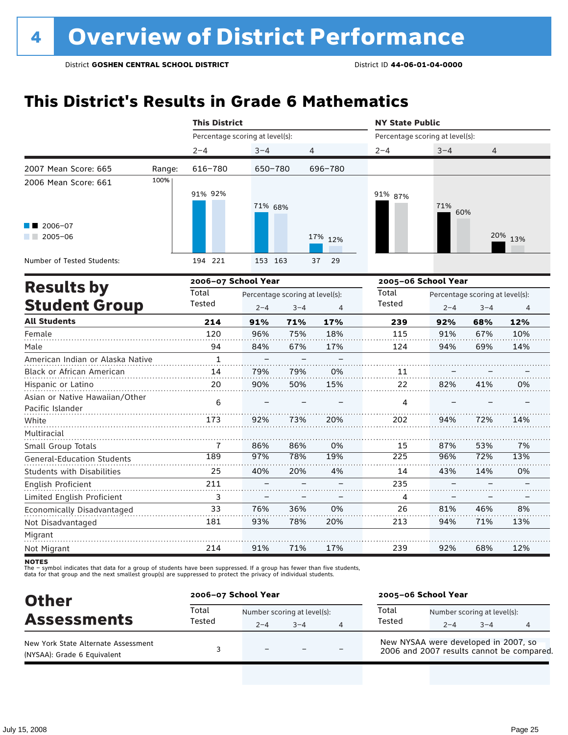# 4 Overview of District Performance

District **GOSHEN CENTRAL SCHOOL DISTRICT** District ID **44-06-01-04-0000**

## This District's Results in Grade 6 Mathematics

| | This District 2–4 | This District 3–4 | This District 4 | NY State Public 2–4 | NY State Public 3–4 | NY State Public 4 |
|---|---|---|---|---|---|---|
| 2007 Mean Score: 665 — Range: | 616–780 | 650–780 | 696–780 | | | |
| 2006 Mean Score: 661 | | | | | | |
| 2006–07 | 91% | 71% | 17% | 91% | 71% | 20% |
| 2005–06 | 92% | 68% | 12% | 87% | 60% | 13% |
| Number of Tested Students: 2006–07 | 194 | 153 | 37 | | | |
| Number of Tested Students: 2005–06 | 221 | 163 | 29 | | | |

## Results by Student Group

| | 2006–07 Total Tested | 2006–07 2–4 | 2006–07 3–4 | 2006–07 4 | 2005–06 Total Tested | 2005–06 2–4 | 2005–06 3–4 | 2005–06 4 |
|---|---|---|---|---|---|---|---|---|
| **All Students** | **214** | **91%** | **71%** | **17%** | **239** | **92%** | **68%** | **12%** |
| Female | 120 | 96% | 75% | 18% | 115 | 91% | 67% | 10% |
| Male | 94 | 84% | 67% | 17% | 124 | 94% | 69% | 14% |
| American Indian or Alaska Native | 1 | – | – | – | | | | |
| Black or African American | 14 | 79% | 79% | 0% | 11 | – | – | – |
| Hispanic or Latino | 20 | 90% | 50% | 15% | 22 | 82% | 41% | 0% |
| Asian or Native Hawaiian/Other Pacific Islander | 6 | – | – | – | 4 | – | – | – |
| White | 173 | 92% | 73% | 20% | 202 | 94% | 72% | 14% |
| Multiracial | | | | | | | | |
| Small Group Totals | 7 | 86% | 86% | 0% | 15 | 87% | 53% | 7% |
| General-Education Students | 189 | 97% | 78% | 19% | 225 | 96% | 72% | 13% |
| Students with Disabilities | 25 | 40% | 20% | 4% | 14 | 43% | 14% | 0% |
| English Proficient | 211 | – | – | – | 235 | – | – | – |
| Limited English Proficient | 3 | – | – | – | 4 | – | – | – |
| Economically Disadvantaged | 33 | 76% | 36% | 0% | 26 | 81% | 46% | 8% |
| Not Disadvantaged | 181 | 93% | 78% | 20% | 213 | 94% | 71% | 13% |
| Migrant | | | | | | | | |
| Not Migrant | 214 | 91% | 71% | 17% | 239 | 92% | 68% | 12% |

**NOTES**
The – symbol indicates that data for a group of students have been suppressed. If a group has fewer than five students, data for that group and the next smallest group(s) are suppressed to protect the privacy of individual students.

## Other Assessments

| | 2006–07 Total Tested | 2006–07 2–4 | 2006–07 3–4 | 2006–07 4 | 2005–06 School Year |
|---|---|---|---|---|---|
| New York State Alternate Assessment (NYSAA): Grade 6 Equivalent | 3 | – | – | – | New NYSAA were developed in 2007, so 2006 and 2007 results cannot be compared. |

July 15, 2008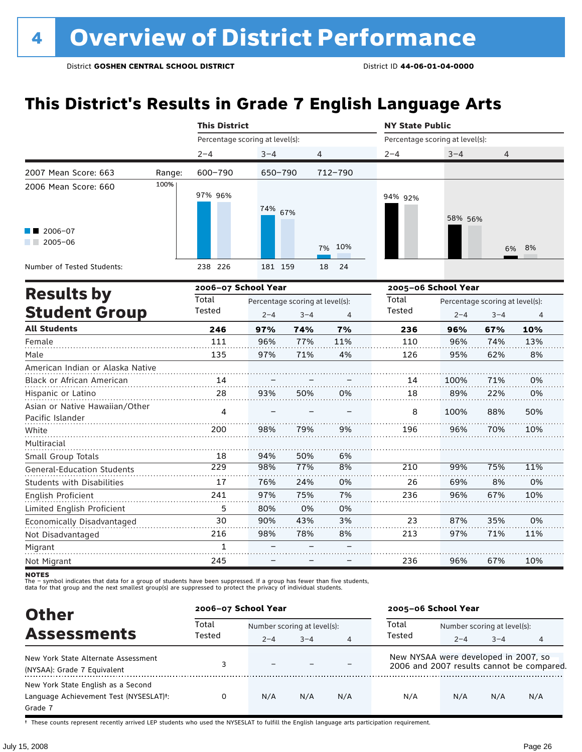# 4 Overview of District Performance

District **GOSHEN CENTRAL SCHOOL DISTRICT** District ID **44-06-01-04-0000**

## This District's Results in Grade 7 English Language Arts

| | | This District | | | NY State Public | | |
|---|---|---|---|---|---|---|---|
| | | Percentage scoring at level(s): | | | Percentage scoring at level(s): | | |
| | | 2–4 | 3–4 | 4 | 2–4 | 3–4 | 4 |
| 2007 Mean Score: 663 | Range: | 600–790 | 650–790 | 712–790 | | | |
| 2006 Mean Score: 660 | | | | | | | |
| 2006–07 | | 97% | 74% | 7% | 94% | 58% | 6% |
| 2005–06 | | 96% | 67% | 10% | 92% | 56% | 8% |
| Number of Tested Students: 2006–07 | | 238 | 181 | 18 | | | |
| Number of Tested Students: 2005–06 | | 226 | 159 | 24 | | | |

## Results by Student Group

| | 2006–07 School Year | | | | 2005–06 School Year | | | |
|---|---|---|---|---|---|---|---|---|
| | Total Tested | Percentage scoring at level(s): 2–4 | 3–4 | 4 | Total Tested | Percentage scoring at level(s): 2–4 | 3–4 | 4 |
| **All Students** | **246** | **97%** | **74%** | **7%** | **236** | **96%** | **67%** | **10%** |
| Female | 111 | 96% | 77% | 11% | 110 | 96% | 74% | 13% |
| Male | 135 | 97% | 71% | 4% | 126 | 95% | 62% | 8% |
| American Indian or Alaska Native | | | | | | | | |
| Black or African American | 14 | – | – | – | 14 | 100% | 71% | 0% |
| Hispanic or Latino | 28 | 93% | 50% | 0% | 18 | 89% | 22% | 0% |
| Asian or Native Hawaiian/Other Pacific Islander | 4 | – | – | – | 8 | 100% | 88% | 50% |
| White | 200 | 98% | 79% | 9% | 196 | 96% | 70% | 10% |
| Multiracial | | | | | | | | |
| Small Group Totals | 18 | 94% | 50% | 6% | | | | |
| General-Education Students | 229 | 98% | 77% | 8% | 210 | 99% | 75% | 11% |
| Students with Disabilities | 17 | 76% | 24% | 0% | 26 | 69% | 8% | 0% |
| English Proficient | 241 | 97% | 75% | 7% | 236 | 96% | 67% | 10% |
| Limited English Proficient | 5 | 80% | 0% | 0% | | | | |
| Economically Disadvantaged | 30 | 90% | 43% | 3% | 23 | 87% | 35% | 0% |
| Not Disadvantaged | 216 | 98% | 78% | 8% | 213 | 97% | 71% | 11% |
| Migrant | 1 | – | – | – | | | | |
| Not Migrant | 245 | – | – | – | 236 | 96% | 67% | 10% |

**NOTES**
The – symbol indicates that data for a group of students have been suppressed. If a group has fewer than five students, data for that group and the next smallest group(s) are suppressed to protect the privacy of individual students.

## Other Assessments

| | 2006–07 School Year | | | | 2005–06 School Year | | | |
|---|---|---|---|---|---|---|---|---|
| | Total Tested | Number scoring at level(s): 2–4 | 3–4 | 4 | Total Tested | Number scoring at level(s): 2–4 | 3–4 | 4 |
| New York State Alternate Assessment (NYSAA): Grade 7 Equivalent | 3 | – | – | – | New NYSAA were developed in 2007, so 2006 and 2007 results cannot be compared. | | | |
| New York State English as a Second Language Achievement Test (NYSESLAT)†: Grade 7 | 0 | N/A | N/A | N/A | N/A | N/A | N/A | N/A |

† These counts represent recently arrived LEP students who used the NYSESLAT to fulfill the English language arts participation requirement.

July 15, 2008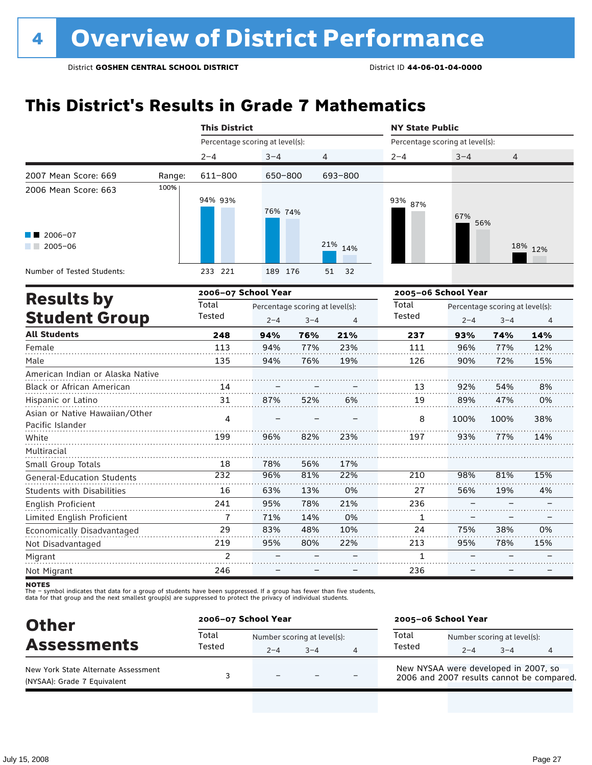# 4 Overview of District Performance

District **GOSHEN CENTRAL SCHOOL DISTRICT** District ID **44-06-01-04-0000**

## This District's Results in Grade 7 Mathematics

| | This District | | | NY State Public | | |
|---|---|---|---|---|---|---|
| | Percentage scoring at level(s): | | | Percentage scoring at level(s): | | |
| | 2–4 | 3–4 | 4 | 2–4 | 3–4 | 4 |
| Range: | 611–800 | 650–800 | 693–800 | | | |
| 2006–07 | 94% | 76% | 21% | 93% | 67% | 18% |
| 2005–06 | 93% | 74% | 14% | 87% | 56% | 12% |
| Number of Tested Students: 2006–07 | 233 | 189 | 51 | | | |
| Number of Tested Students: 2005–06 | 221 | 176 | 32 | | | |

2007 Mean Score: 669

2006 Mean Score: 663

## Results by Student Group

| | 2006–07 School Year | | | | 2005–06 School Year | | | |
|---|---|---|---|---|---|---|---|---|
| | Total Tested | Percentage scoring at level(s): | | | Total Tested | Percentage scoring at level(s): | | |
| | | 2–4 | 3–4 | 4 | | 2–4 | 3–4 | 4 |
| **All Students** | **248** | **94%** | **76%** | **21%** | **237** | **93%** | **74%** | **14%** |
| Female | 113 | 94% | 77% | 23% | 111 | 96% | 77% | 12% |
| Male | 135 | 94% | 76% | 19% | 126 | 90% | 72% | 15% |
| American Indian or Alaska Native | | | | | | | | |
| Black or African American | 14 | – | – | – | 13 | 92% | 54% | 8% |
| Hispanic or Latino | 31 | 87% | 52% | 6% | 19 | 89% | 47% | 0% |
| Asian or Native Hawaiian/Other Pacific Islander | 4 | – | – | – | 8 | 100% | 100% | 38% |
| White | 199 | 96% | 82% | 23% | 197 | 93% | 77% | 14% |
| Multiracial | | | | | | | | |
| Small Group Totals | 18 | 78% | 56% | 17% | | | | |
| General-Education Students | 232 | 96% | 81% | 22% | 210 | 98% | 81% | 15% |
| Students with Disabilities | 16 | 63% | 13% | 0% | 27 | 56% | 19% | 4% |
| English Proficient | 241 | 95% | 78% | 21% | 236 | – | – | – |
| Limited English Proficient | 7 | 71% | 14% | 0% | 1 | – | – | – |
| Economically Disadvantaged | 29 | 83% | 48% | 10% | 24 | 75% | 38% | 0% |
| Not Disadvantaged | 219 | 95% | 80% | 22% | 213 | 95% | 78% | 15% |
| Migrant | 2 | – | – | – | 1 | – | – | – |
| Not Migrant | 246 | – | – | – | 236 | – | – | – |

**NOTES**

The – symbol indicates that data for a group of students have been suppressed. If a group has fewer than five students, data for that group and the next smallest group(s) are suppressed to protect the privacy of individual students.

## Other Assessments

| | 2006–07 School Year | | | | 2005–06 School Year | | | |
|---|---|---|---|---|---|---|---|---|
| | Total Tested | Number scoring at level(s): | | | Total Tested | Number scoring at level(s): | | |
| | | 2–4 | 3–4 | 4 | | 2–4 | 3–4 | 4 |
| New York State Alternate Assessment (NYSAA): Grade 7 Equivalent | 3 | – | – | – | New NYSAA were developed in 2007, so 2006 and 2007 results cannot be compared. | | | |

July 15, 2008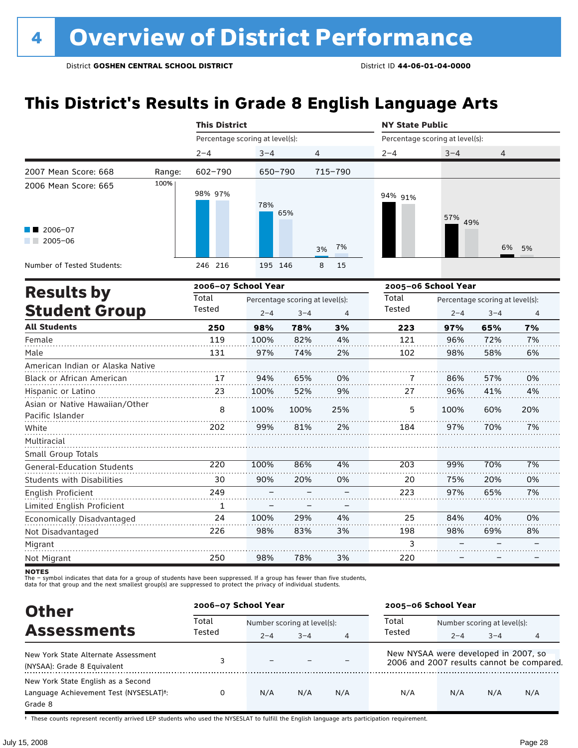# 4 Overview of District Performance

District **GOSHEN CENTRAL SCHOOL DISTRICT** District ID **44-06-01-04-0000**

## This District's Results in Grade 8 English Language Arts

| | | This District | | | NY State Public | | |
|---|---|---|---|---|---|---|---|
| | | Percentage scoring at level(s): | | | Percentage scoring at level(s): | | |
| | | 2–4 | 3–4 | 4 | 2–4 | 3–4 | 4 |
| 2007 Mean Score: 668 | Range: | 602–790 | 650–790 | 715–790 | | | |
| 2006 Mean Score: 665 | 2006–07 | 98% | 78% | 3% | 94% | 57% | 6% |
| | 2005–06 | 97% | 65% | 7% | 91% | 49% | 5% |
| Number of Tested Students: | 2006–07 | 246 | 195 | 8 | | | |
| | 2005–06 | 216 | 146 | 15 | | | |

## Results by Student Group

| | 2006–07 School Year | | | | 2005–06 School Year | | | |
|---|---|---|---|---|---|---|---|---|
| | Total Tested | Percentage scoring at level(s): 2–4 | 3–4 | 4 | Total Tested | Percentage scoring at level(s): 2–4 | 3–4 | 4 |
| **All Students** | **250** | **98%** | **78%** | **3%** | **223** | **97%** | **65%** | **7%** |
| Female | 119 | 100% | 82% | 4% | 121 | 96% | 72% | 7% |
| Male | 131 | 97% | 74% | 2% | 102 | 98% | 58% | 6% |
| American Indian or Alaska Native | | | | | | | | |
| Black or African American | 17 | 94% | 65% | 0% | 7 | 86% | 57% | 0% |
| Hispanic or Latino | 23 | 100% | 52% | 9% | 27 | 96% | 41% | 4% |
| Asian or Native Hawaiian/Other Pacific Islander | 8 | 100% | 100% | 25% | 5 | 100% | 60% | 20% |
| White | 202 | 99% | 81% | 2% | 184 | 97% | 70% | 7% |
| Multiracial | | | | | | | | |
| Small Group Totals | | | | | | | | |
| General-Education Students | 220 | 100% | 86% | 4% | 203 | 99% | 70% | 7% |
| Students with Disabilities | 30 | 90% | 20% | 0% | 20 | 75% | 20% | 0% |
| English Proficient | 249 | – | – | – | 223 | 97% | 65% | 7% |
| Limited English Proficient | 1 | – | – | – | | | | |
| Economically Disadvantaged | 24 | 100% | 29% | 4% | 25 | 84% | 40% | 0% |
| Not Disadvantaged | 226 | 98% | 83% | 3% | 198 | 98% | 69% | 8% |
| Migrant | | | | | 3 | – | – | – |
| Not Migrant | 250 | 98% | 78% | 3% | 220 | – | – | – |

**NOTES**
The – symbol indicates that data for a group of students have been suppressed. If a group has fewer than five students, data for that group and the next smallest group(s) are suppressed to protect the privacy of individual students.

## Other Assessments

| | 2006–07 School Year | | | | 2005–06 School Year | | | |
|---|---|---|---|---|---|---|---|---|
| | Total Tested | Number scoring at level(s): 2–4 | 3–4 | 4 | Total Tested | Number scoring at level(s): 2–4 | 3–4 | 4 |
| New York State Alternate Assessment (NYSAA): Grade 8 Equivalent | 3 | – | – | – | New NYSAA were developed in 2007, so 2006 and 2007 results cannot be compared. | | | |
| New York State English as a Second Language Achievement Test (NYSESLAT)†: Grade 8 | 0 | N/A | N/A | N/A | N/A | N/A | N/A | N/A |

† These counts represent recently arrived LEP students who used the NYSESLAT to fulfill the English language arts participation requirement.

July 15, 2008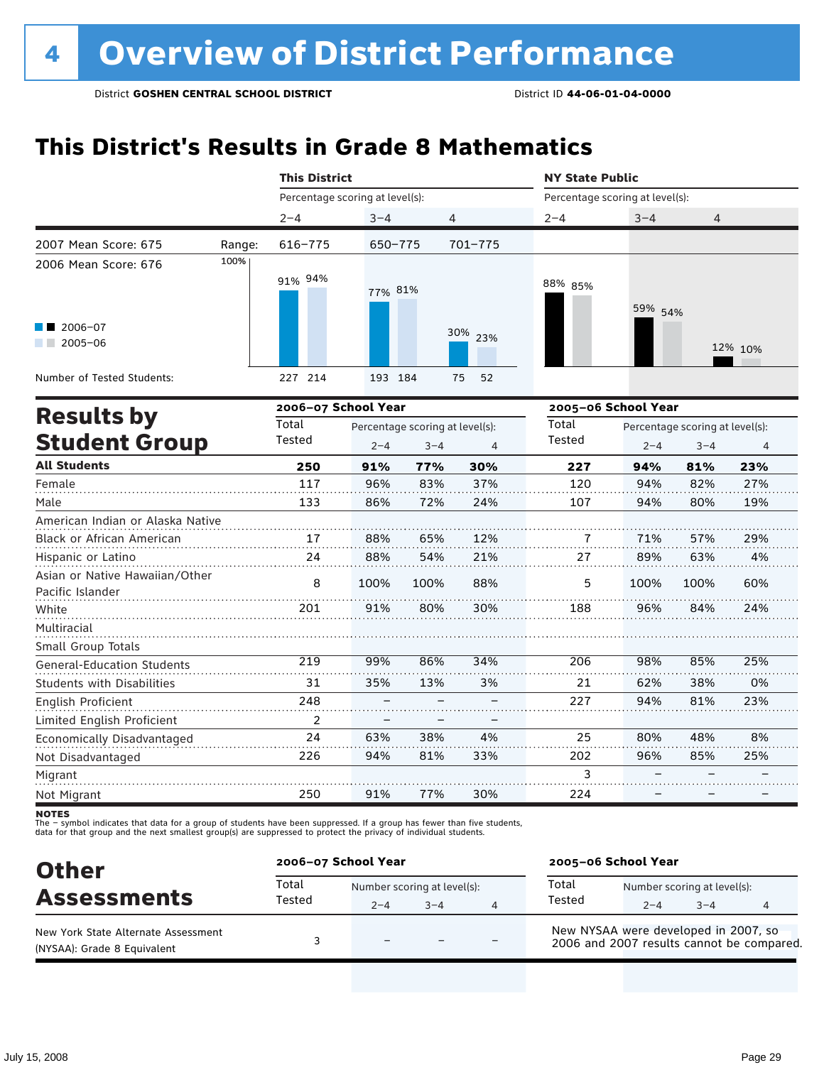# 4 Overview of District Performance

District **GOSHEN CENTRAL SCHOOL DISTRICT** District ID **44-06-01-04-0000**

## This District's Results in Grade 8 Mathematics

| | This District | | | NY State Public | | |
|---|---|---|---|---|---|---|
| | Percentage scoring at level(s): | | | Percentage scoring at level(s): | | |
| | 2–4 | 3–4 | 4 | 2–4 | 3–4 | 4 |
| 2007 Mean Score: 675 — Range: | 616–775 | 650–775 | 701–775 | | | |
| 2006 Mean Score: 676 | | | | | | |
| 2006–07 | 91% | 77% | 30% | 88% | 59% | 12% |
| 2005–06 | 94% | 81% | 23% | 85% | 54% | 10% |
| Number of Tested Students: 2006–07 | 227 | 193 | 75 | | | |
| Number of Tested Students: 2005–06 | 214 | 184 | 52 | | | |

## Results by Student Group

| | 2006–07 School Year | | | | 2005–06 School Year | | | |
|---|---|---|---|---|---|---|---|---|
| | Total Tested | Percentage scoring at level(s): 2–4 | 3–4 | 4 | Total Tested | Percentage scoring at level(s): 2–4 | 3–4 | 4 |
| **All Students** | **250** | **91%** | **77%** | **30%** | **227** | **94%** | **81%** | **23%** |
| Female | 117 | 96% | 83% | 37% | 120 | 94% | 82% | 27% |
| Male | 133 | 86% | 72% | 24% | 107 | 94% | 80% | 19% |
| American Indian or Alaska Native | | | | | | | | |
| Black or African American | 17 | 88% | 65% | 12% | 7 | 71% | 57% | 29% |
| Hispanic or Latino | 24 | 88% | 54% | 21% | 27 | 89% | 63% | 4% |
| Asian or Native Hawaiian/Other Pacific Islander | 8 | 100% | 100% | 88% | 5 | 100% | 100% | 60% |
| White | 201 | 91% | 80% | 30% | 188 | 96% | 84% | 24% |
| Multiracial | | | | | | | | |
| Small Group Totals | | | | | | | | |
| General-Education Students | 219 | 99% | 86% | 34% | 206 | 98% | 85% | 25% |
| Students with Disabilities | 31 | 35% | 13% | 3% | 21 | 62% | 38% | 0% |
| English Proficient | 248 | – | – | – | 227 | 94% | 81% | 23% |
| Limited English Proficient | 2 | – | – | – | | | | |
| Economically Disadvantaged | 24 | 63% | 38% | 4% | 25 | 80% | 48% | 8% |
| Not Disadvantaged | 226 | 94% | 81% | 33% | 202 | 96% | 85% | 25% |
| Migrant | | | | | 3 | – | – | – |
| Not Migrant | 250 | 91% | 77% | 30% | 224 | – | – | – |

**NOTES**
The – symbol indicates that data for a group of students have been suppressed. If a group has fewer than five students, data for that group and the next smallest group(s) are suppressed to protect the privacy of individual students.

## Other Assessments

| | 2006–07 School Year | | | | 2005–06 School Year | | | |
|---|---|---|---|---|---|---|---|---|
| | Total Tested | Number scoring at level(s): 2–4 | 3–4 | 4 | Total Tested | Number scoring at level(s): 2–4 | 3–4 | 4 |
| New York State Alternate Assessment (NYSAA): Grade 8 Equivalent | 3 | – | – | – | New NYSAA were developed in 2007, so 2006 and 2007 results cannot be compared. | | | |

July 15, 2008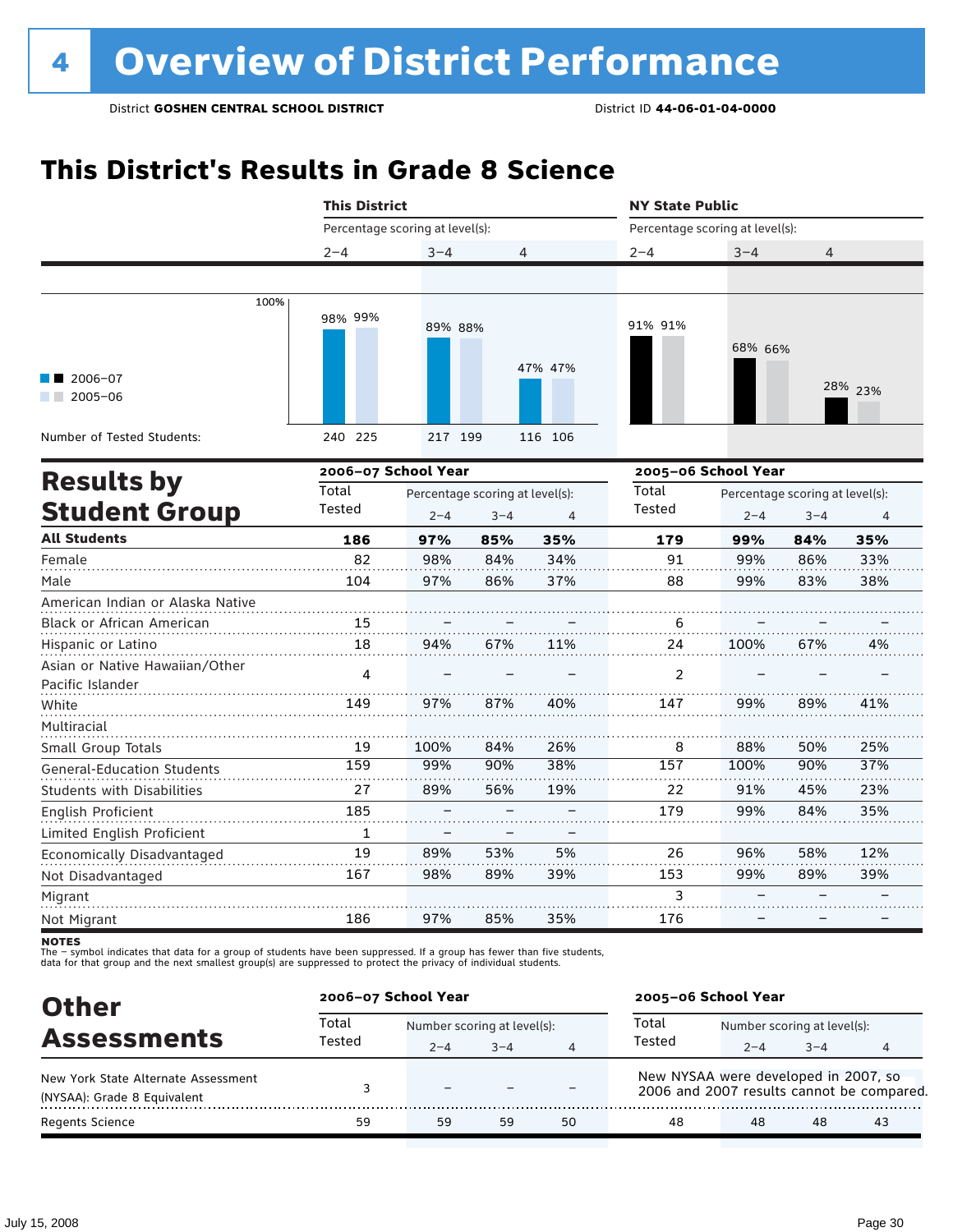# 4 Overview of District Performance

District **GOSHEN CENTRAL SCHOOL DISTRICT** District ID **44-06-01-04-0000**

## This District's Results in Grade 8 Science

| | This District | | | NY State Public | | |
|---|---|---|---|---|---|---|
| Percentage scoring at level(s): | 2–4 | 3–4 | 4 | 2–4 | 3–4 | 4 |
| 2006–07 | 98% | 89% | 47% | 91% | 68% | 28% |
| 2005–06 | 99% | 88% | 47% | 91% | 66% | 23% |
| Number of Tested Students: 2006–07 | 240 | 217 | 116 | | | |
| Number of Tested Students: 2005–06 | 225 | 199 | 106 | | | |

## Results by Student Group

| | 2006–07 School Year | | | | 2005–06 School Year | | | |
|---|---|---|---|---|---|---|---|---|
| | Total Tested | Percentage scoring at level(s): 2–4 | 3–4 | 4 | Total Tested | Percentage scoring at level(s): 2–4 | 3–4 | 4 |
| **All Students** | **186** | **97%** | **85%** | **35%** | **179** | **99%** | **84%** | **35%** |
| Female | 82 | 98% | 84% | 34% | 91 | 99% | 86% | 33% |
| Male | 104 | 97% | 86% | 37% | 88 | 99% | 83% | 38% |
| American Indian or Alaska Native | | | | | | | | |
| Black or African American | 15 | – | – | – | 6 | – | – | – |
| Hispanic or Latino | 18 | 94% | 67% | 11% | 24 | 100% | 67% | 4% |
| Asian or Native Hawaiian/Other Pacific Islander | 4 | – | – | – | 2 | – | – | – |
| White | 149 | 97% | 87% | 40% | 147 | 99% | 89% | 41% |
| Multiracial | | | | | | | | |
| Small Group Totals | 19 | 100% | 84% | 26% | 8 | 88% | 50% | 25% |
| General-Education Students | 159 | 99% | 90% | 38% | 157 | 100% | 90% | 37% |
| Students with Disabilities | 27 | 89% | 56% | 19% | 22 | 91% | 45% | 23% |
| English Proficient | 185 | – | – | – | 179 | 99% | 84% | 35% |
| Limited English Proficient | 1 | – | – | – | | | | |
| Economically Disadvantaged | 19 | 89% | 53% | 5% | 26 | 96% | 58% | 12% |
| Not Disadvantaged | 167 | 98% | 89% | 39% | 153 | 99% | 89% | 39% |
| Migrant | | | | | 3 | – | – | – |
| Not Migrant | 186 | 97% | 85% | 35% | 176 | – | – | – |

**NOTES**
The – symbol indicates that data for a group of students have been suppressed. If a group has fewer than five students, data for that group and the next smallest group(s) are suppressed to protect the privacy of individual students.

## Other Assessments

| | 2006–07 School Year | | | | 2005–06 School Year | | | |
|---|---|---|---|---|---|---|---|---|
| | Total Tested | Number scoring at level(s): 2–4 | 3–4 | 4 | Total Tested | Number scoring at level(s): 2–4 | 3–4 | 4 |
| New York State Alternate Assessment (NYSAA): Grade 8 Equivalent | 3 | – | – | – | New NYSAA were developed in 2007, so 2006 and 2007 results cannot be compared. | | | |
| Regents Science | 59 | 59 | 59 | 50 | 48 | 48 | 48 | 43 |

July 15, 2008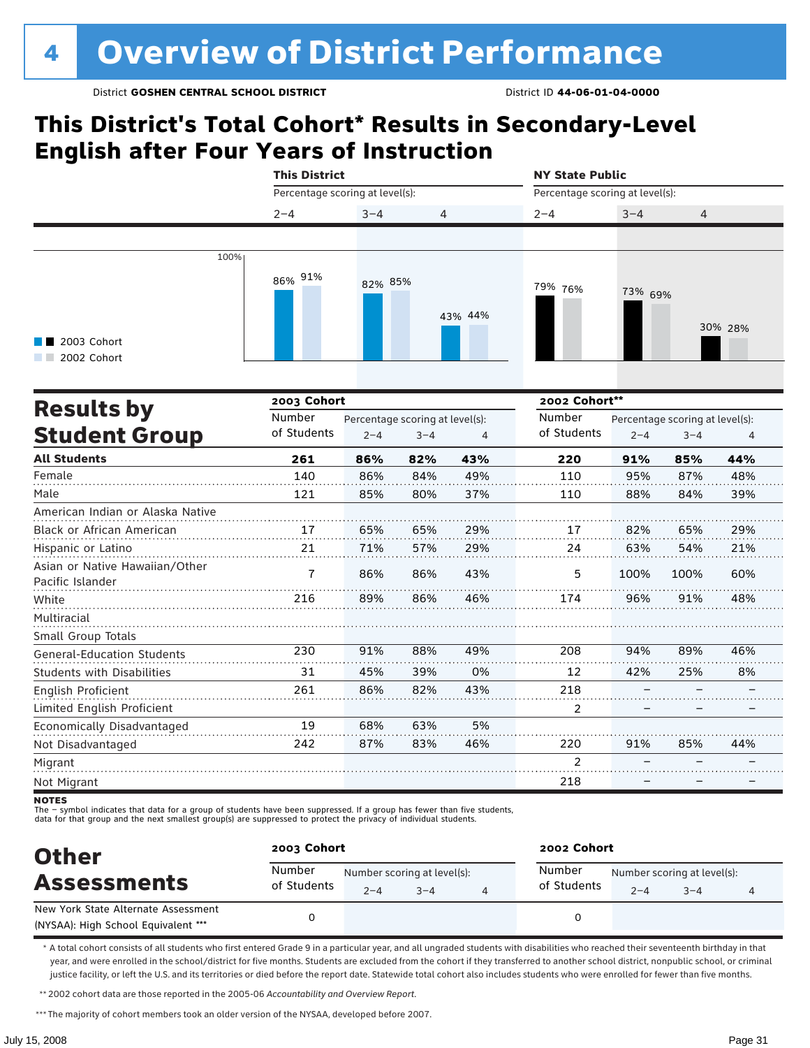# 4 Overview of District Performance

District **GOSHEN CENTRAL SCHOOL DISTRICT** District ID **44-06-01-04-0000**

## This District's Total Cohort* Results in Secondary-Level English after Four Years of Instruction

| | This District | | | NY State Public | | |
|---|---|---|---|---|---|---|
| | Percentage scoring at level(s): | | | Percentage scoring at level(s): | | |
| | 2–4 | 3–4 | 4 | 2–4 | 3–4 | 4 |
| 2003 Cohort | 86% | 82% | 43% | 79% | 73% | 30% |
| 2002 Cohort | 91% | 85% | 44% | 76% | 69% | 28% |

## Results by Student Group

| | 2003 Cohort | | | | 2002 Cohort** | | | |
|---|---|---|---|---|---|---|---|---|
| | Number of Students | Percentage scoring at level(s): 2–4 | 3–4 | 4 | Number of Students | Percentage scoring at level(s): 2–4 | 3–4 | 4 |
| **All Students** | **261** | **86%** | **82%** | **43%** | **220** | **91%** | **85%** | **44%** |
| Female | 140 | 86% | 84% | 49% | 110 | 95% | 87% | 48% |
| Male | 121 | 85% | 80% | 37% | 110 | 88% | 84% | 39% |
| American Indian or Alaska Native | | | | | | | | |
| Black or African American | 17 | 65% | 65% | 29% | 17 | 82% | 65% | 29% |
| Hispanic or Latino | 21 | 71% | 57% | 29% | 24 | 63% | 54% | 21% |
| Asian or Native Hawaiian/Other Pacific Islander | 7 | 86% | 86% | 43% | 5 | 100% | 100% | 60% |
| White | 216 | 89% | 86% | 46% | 174 | 96% | 91% | 48% |
| Multiracial | | | | | | | | |
| Small Group Totals | | | | | | | | |
| General-Education Students | 230 | 91% | 88% | 49% | 208 | 94% | 89% | 46% |
| Students with Disabilities | 31 | 45% | 39% | 0% | 12 | 42% | 25% | 8% |
| English Proficient | 261 | 86% | 82% | 43% | 218 | – | – | – |
| Limited English Proficient | | | | | 2 | – | – | – |
| Economically Disadvantaged | 19 | 68% | 63% | 5% | | | | |
| Not Disadvantaged | 242 | 87% | 83% | 46% | 220 | 91% | 85% | 44% |
| Migrant | | | | | 2 | – | – | – |
| Not Migrant | | | | | 218 | – | – | – |

**NOTES**
The – symbol indicates that data for a group of students have been suppressed. If a group has fewer than five students, data for that group and the next smallest group(s) are suppressed to protect the privacy of individual students.

## Other Assessments

| | 2003 Cohort | | | | 2002 Cohort | | | |
|---|---|---|---|---|---|---|---|---|
| | Number of Students | Number scoring at level(s): 2–4 | 3–4 | 4 | Number of Students | Number scoring at level(s): 2–4 | 3–4 | 4 |
| New York State Alternate Assessment (NYSAA): High School Equivalent *** | 0 | | | | 0 | | | |

* A total cohort consists of all students who first entered Grade 9 in a particular year, and all ungraded students with disabilities who reached their seventeenth birthday in that year, and were enrolled in the school/district for five months. Students are excluded from the cohort if they transferred to another school district, nonpublic school, or criminal justice facility, or left the U.S. and its territories or died before the report date. Statewide total cohort also includes students who were enrolled for fewer than five months.

** 2002 cohort data are those reported in the 2005-06 *Accountability and Overview Report*.

*** The majority of cohort members took an older version of the NYSAA, developed before 2007.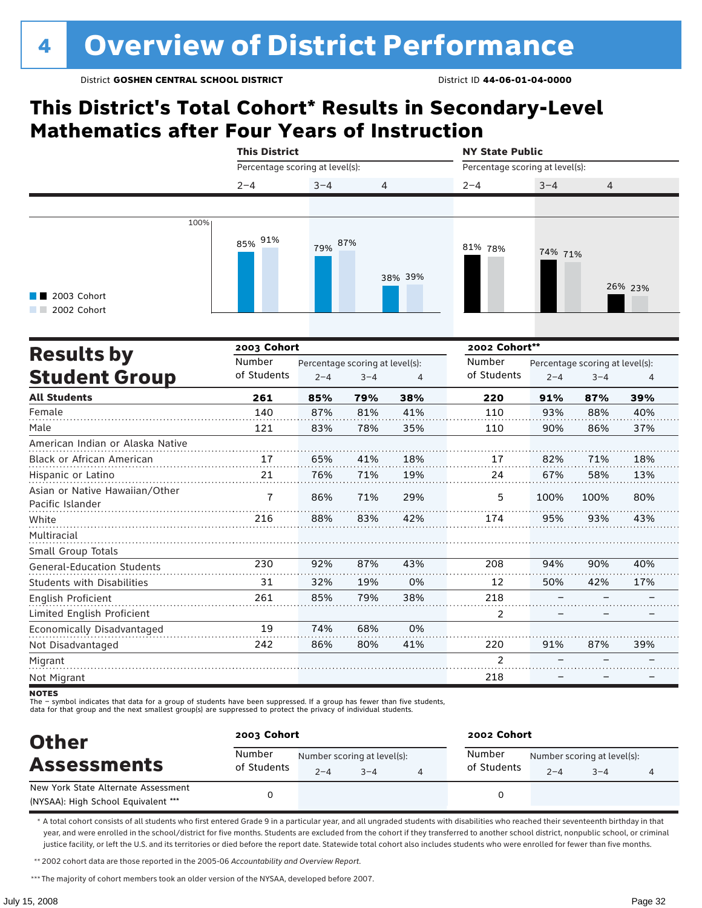# 4 Overview of District Performance

District **GOSHEN CENTRAL SCHOOL DISTRICT** District ID **44-06-01-04-0000**

## This District's Total Cohort* Results in Secondary-Level Mathematics after Four Years of Instruction

This District
Percentage scoring at level(s):
2–4 3–4 4

NY State Public
Percentage scoring at level(s):
2–4 3–4 4

100%

85% 91% 79% 87% 38% 39%

81% 78% 74% 71% 26% 23%

2003 Cohort
2002 Cohort

## Results by Student Group

| | 2003 Cohort | | | | 2002 Cohort** | | | |
|---|---|---|---|---|---|---|---|---|
| | Number of Students | Percentage scoring at level(s): 2–4 | 3–4 | 4 | Number of Students | Percentage scoring at level(s): 2–4 | 3–4 | 4 |
| **All Students** | **261** | **85%** | **79%** | **38%** | **220** | **91%** | **87%** | **39%** |
| Female | 140 | 87% | 81% | 41% | 110 | 93% | 88% | 40% |
| Male | 121 | 83% | 78% | 35% | 110 | 90% | 86% | 37% |
| American Indian or Alaska Native | | | | | | | | |
| Black or African American | 17 | 65% | 41% | 18% | 17 | 82% | 71% | 18% |
| Hispanic or Latino | 21 | 76% | 71% | 19% | 24 | 67% | 58% | 13% |
| Asian or Native Hawaiian/Other Pacific Islander | 7 | 86% | 71% | 29% | 5 | 100% | 100% | 80% |
| White | 216 | 88% | 83% | 42% | 174 | 95% | 93% | 43% |
| Multiracial | | | | | | | | |
| Small Group Totals | | | | | | | | |
| General-Education Students | 230 | 92% | 87% | 43% | 208 | 94% | 90% | 40% |
| Students with Disabilities | 31 | 32% | 19% | 0% | 12 | 50% | 42% | 17% |
| English Proficient | 261 | 85% | 79% | 38% | 218 | – | – | – |
| Limited English Proficient | | | | | 2 | – | – | – |
| Economically Disadvantaged | 19 | 74% | 68% | 0% | | | | |
| Not Disadvantaged | 242 | 86% | 80% | 41% | 220 | 91% | 87% | 39% |
| Migrant | | | | | 2 | – | – | – |
| Not Migrant | | | | | 218 | – | – | – |

**NOTES**
The – symbol indicates that data for a group of students have been suppressed. If a group has fewer than five students, data for that group and the next smallest group(s) are suppressed to protect the privacy of individual students.

## Other Assessments

| | 2003 Cohort | | | | 2002 Cohort | | | |
|---|---|---|---|---|---|---|---|---|
| | Number of Students | Number scoring at level(s): 2–4 | 3–4 | 4 | Number of Students | Number scoring at level(s): 2–4 | 3–4 | 4 |
| New York State Alternate Assessment (NYSAA): High School Equivalent *** | 0 | | | | 0 | | | |

\* A total cohort consists of all students who first entered Grade 9 in a particular year, and all ungraded students with disabilities who reached their seventeenth birthday in that year, and were enrolled in the school/district for five months. Students are excluded from the cohort if they transferred to another school/district, nonpublic school, or criminal justice facility, or left the U.S. and its territories or died before the report date. Statewide total cohort also includes students who were enrolled for fewer than five months.

** 2002 cohort data are those reported in the 2005-06 *Accountability and Overview Report*.

*** The majority of cohort members took an older version of the NYSAA, developed before 2007.

July 15, 2008